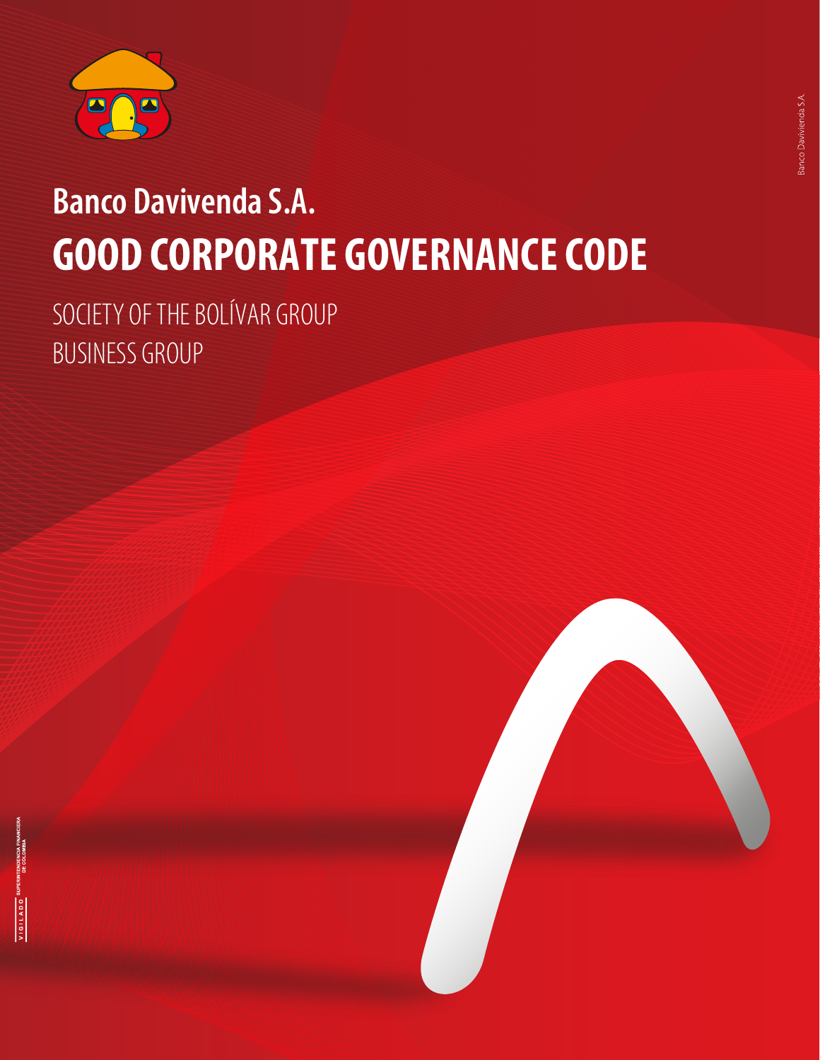# Banco Davivenda S.A.

# GOOD CORPORATE GOVERNANCE CODE

SOCIETY OF THE BOLÍVAR GROUP

BUSINESS GROUP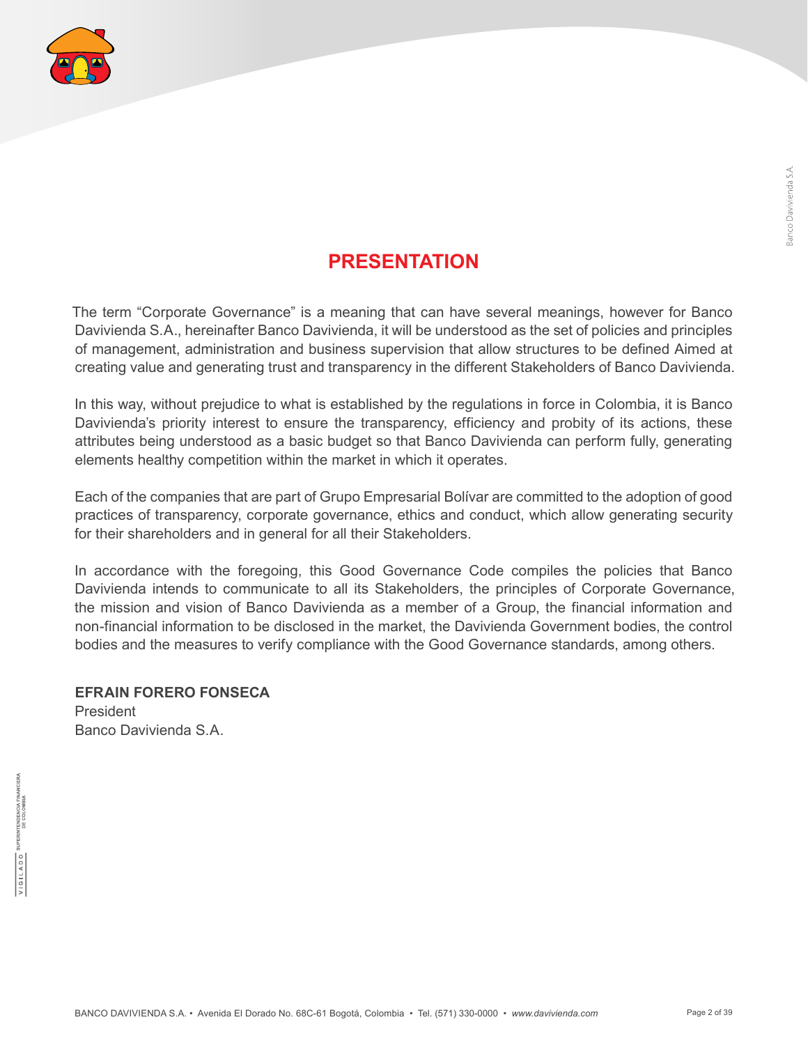# PRESENTATION

The term "Corporate Governance" is a meaning that can have several meanings, however for Banco Davivienda S.A., hereinafter Banco Davivienda, it will be understood as the set of policies and principles of management, administration and business supervision that allow structures to be defined Aimed at creating value and generating trust and transparency in the different Stakeholders of Banco Davivienda.

In this way, without prejudice to what is established by the regulations in force in Colombia, it is Banco Davivienda's priority interest to ensure the transparency, efficiency and probity of its actions, these attributes being understood as a basic budget so that Banco Davivienda can perform fully, generating elements healthy competition within the market in which it operates.

Each of the companies that are part of Grupo Empresarial Bolívar are committed to the adoption of good practices of transparency, corporate governance, ethics and conduct, which allow generating security for their shareholders and in general for all their Stakeholders.

In accordance with the foregoing, this Good Governance Code compiles the policies that Banco Davivienda intends to communicate to all its Stakeholders, the principles of Corporate Governance, the mission and vision of Banco Davivienda as a member of a Group, the financial information and non-financial information to be disclosed in the market, the Davivienda Government bodies, the control bodies and the measures to verify compliance with the Good Governance standards, among others.

**EFRAIN FORERO FONSECA**
President
Banco Davivienda S.A.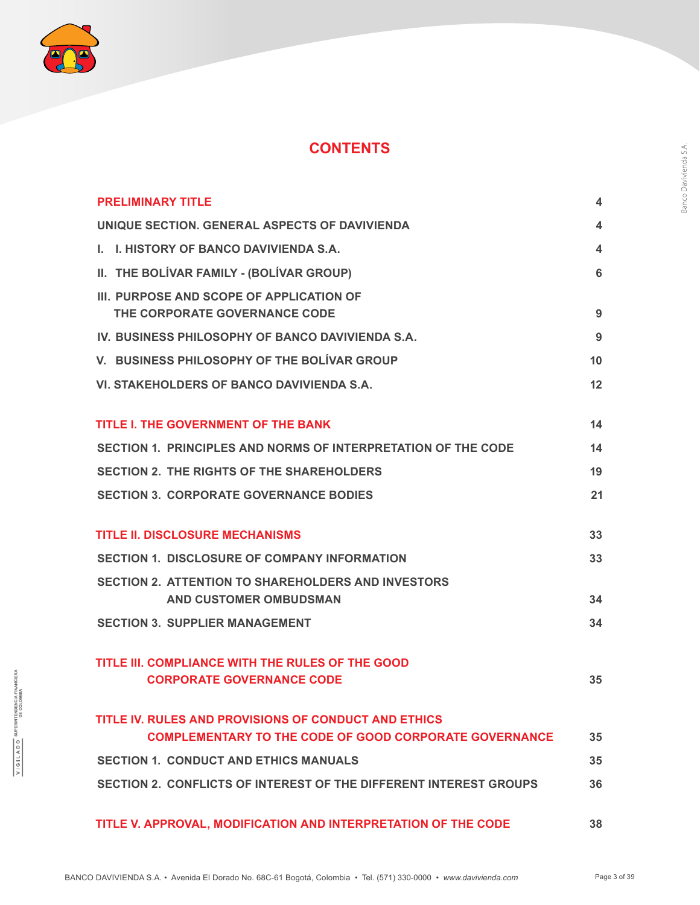# CONTENTS

| | |
|---|---|
| **PRELIMINARY TITLE** | **4** |
| **UNIQUE SECTION. GENERAL ASPECTS OF DAVIVIENDA** | **4** |
| **I. I. HISTORY OF BANCO DAVIVIENDA S.A.** | **4** |
| **II. THE BOLÍVAR FAMILY - (BOLÍVAR GROUP)** | **6** |
| **III. PURPOSE AND SCOPE OF APPLICATION OF THE CORPORATE GOVERNANCE CODE** | **9** |
| **IV. BUSINESS PHILOSOPHY OF BANCO DAVIVIENDA S.A.** | **9** |
| **V. BUSINESS PHILOSOPHY OF THE BOLÍVAR GROUP** | **10** |
| **VI. STAKEHOLDERS OF BANCO DAVIVIENDA S.A.** | **12** |
| **TITLE I. THE GOVERNMENT OF THE BANK** | **14** |
| **SECTION 1. PRINCIPLES AND NORMS OF INTERPRETATION OF THE CODE** | **14** |
| **SECTION 2. THE RIGHTS OF THE SHAREHOLDERS** | **19** |
| **SECTION 3. CORPORATE GOVERNANCE BODIES** | **21** |
| **TITLE II. DISCLOSURE MECHANISMS** | **33** |
| **SECTION 1. DISCLOSURE OF COMPANY INFORMATION** | **33** |
| **SECTION 2. ATTENTION TO SHAREHOLDERS AND INVESTORS AND CUSTOMER OMBUDSMAN** | **34** |
| **SECTION 3. SUPPLIER MANAGEMENT** | **34** |
| **TITLE III. COMPLIANCE WITH THE RULES OF THE GOOD CORPORATE GOVERNANCE CODE** | **35** |
| **TITLE IV. RULES AND PROVISIONS OF CONDUCT AND ETHICS COMPLEMENTARY TO THE CODE OF GOOD CORPORATE GOVERNANCE** | **35** |
| **SECTION 1. CONDUCT AND ETHICS MANUALS** | **35** |
| **SECTION 2. CONFLICTS OF INTEREST OF THE DIFFERENT INTEREST GROUPS** | **36** |
| **TITLE V. APPROVAL, MODIFICATION AND INTERPRETATION OF THE CODE** | **38** |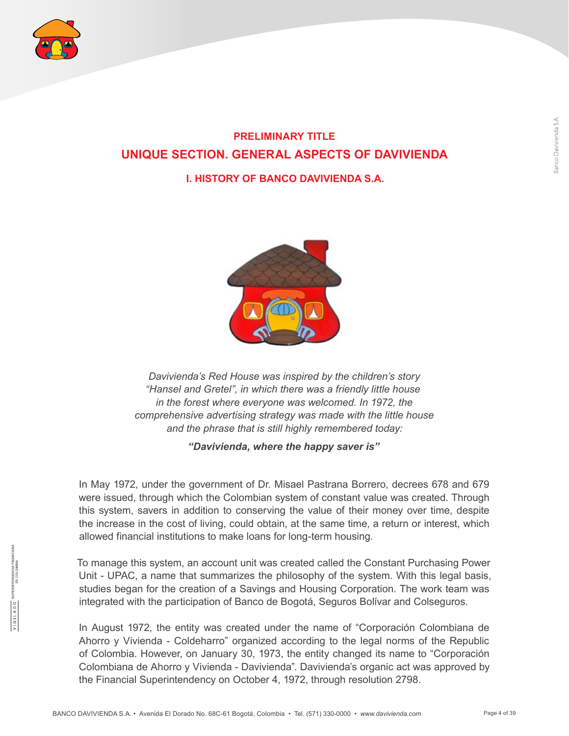# PRELIMINARY TITLE

# UNIQUE SECTION. GENERAL ASPECTS OF DAVIVIENDA

## I. HISTORY OF BANCO DAVIVIENDA S.A.

*Davivienda's Red House was inspired by the children's story "Hansel and Gretel", in which there was a friendly little house in the forest where everyone was welcomed. In 1972, the comprehensive advertising strategy was made with the little house and the phrase that is still highly remembered today:*

***"Davivienda, where the happy saver is"***

In May 1972, under the government of Dr. Misael Pastrana Borrero, decrees 678 and 679 were issued, through which the Colombian system of constant value was created. Through this system, savers in addition to conserving the value of their money over time, despite the increase in the cost of living, could obtain, at the same time, a return or interest, which allowed financial institutions to make loans for long-term housing.

To manage this system, an account unit was created called the Constant Purchasing Power Unit - UPAC, a name that summarizes the philosophy of the system. With this legal basis, studies began for the creation of a Savings and Housing Corporation. The work team was integrated with the participation of Banco de Bogotá, Seguros Bolívar and Colseguros.

In August 1972, the entity was created under the name of "Corporación Colombiana de Ahorro y Vivienda - Coldeharro" organized according to the legal norms of the Republic of Colombia. However, on January 30, 1973, the entity changed its name to "Corporación Colombiana de Ahorro y Vivienda - Davivienda". Davivienda's organic act was approved by the Financial Superintendency on October 4, 1972, through resolution 2798.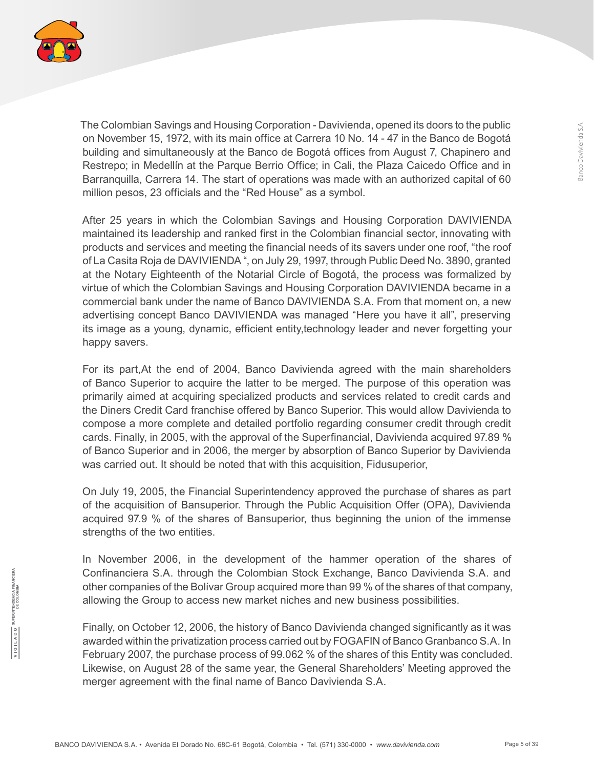The Colombian Savings and Housing Corporation - Davivienda, opened its doors to the public on November 15, 1972, with its main office at Carrera 10 No. 14 - 47 in the Banco de Bogotá building and simultaneously at the Banco de Bogotá offices from August 7, Chapinero and Restrepo; in Medellín at the Parque Berrio Office; in Cali, the Plaza Caicedo Office and in Barranquilla, Carrera 14. The start of operations was made with an authorized capital of 60 million pesos, 23 officials and the "Red House" as a symbol.

After 25 years in which the Colombian Savings and Housing Corporation DAVIVIENDA maintained its leadership and ranked first in the Colombian financial sector, innovating with products and services and meeting the financial needs of its savers under one roof, "the roof of La Casita Roja de DAVIVIENDA ", on July 29, 1997, through Public Deed No. 3890, granted at the Notary Eighteenth of the Notarial Circle of Bogotá, the process was formalized by virtue of which the Colombian Savings and Housing Corporation DAVIVIENDA became in a commercial bank under the name of Banco DAVIVIENDA S.A. From that moment on, a new advertising concept Banco DAVIVIENDA was managed "Here you have it all", preserving its image as a young, dynamic, efficient entity,technology leader and never forgetting your happy savers.

For its part,At the end of 2004, Banco Davivienda agreed with the main shareholders of Banco Superior to acquire the latter to be merged. The purpose of this operation was primarily aimed at acquiring specialized products and services related to credit cards and the Diners Credit Card franchise offered by Banco Superior. This would allow Davivienda to compose a more complete and detailed portfolio regarding consumer credit through credit cards. Finally, in 2005, with the approval of the Superfinancial, Davivienda acquired 97.89 % of Banco Superior and in 2006, the merger by absorption of Banco Superior by Davivienda was carried out. It should be noted that with this acquisition, Fidusuperior,

On July 19, 2005, the Financial Superintendency approved the purchase of shares as part of the acquisition of Bansuperior. Through the Public Acquisition Offer (OPA), Davivienda acquired 97.9 % of the shares of Bansuperior, thus beginning the union of the immense strengths of the two entities.

In November 2006, in the development of the hammer operation of the shares of Confinanciera S.A. through the Colombian Stock Exchange, Banco Davivienda S.A. and other companies of the Bolívar Group acquired more than 99 % of the shares of that company, allowing the Group to access new market niches and new business possibilities.

Finally, on October 12, 2006, the history of Banco Davivienda changed significantly as it was awarded within the privatization process carried out by FOGAFIN of Banco Granbanco S.A. In February 2007, the purchase process of 99.062 % of the shares of this Entity was concluded. Likewise, on August 28 of the same year, the General Shareholders' Meeting approved the merger agreement with the final name of Banco Davivienda S.A.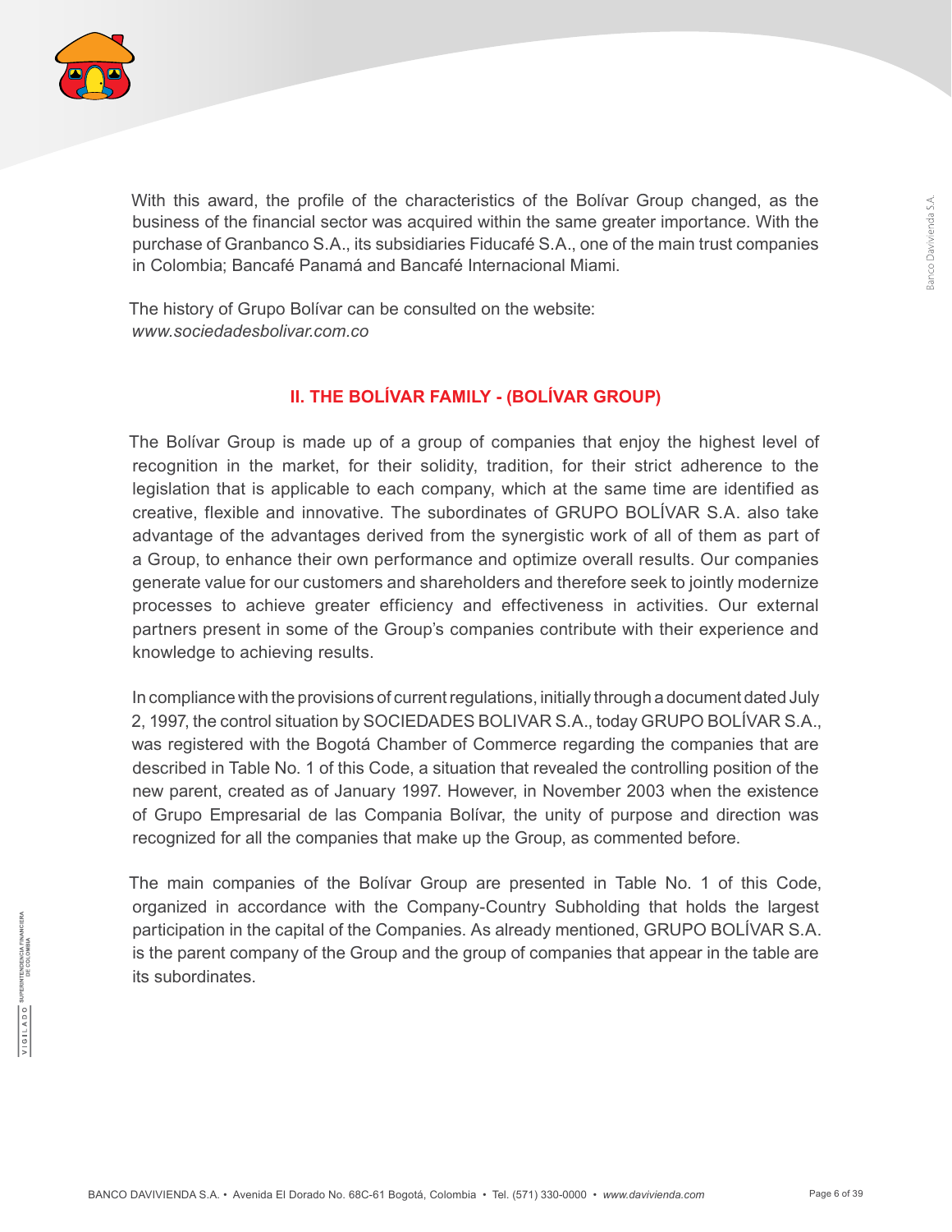With this award, the profile of the characteristics of the Bolívar Group changed, as the business of the financial sector was acquired within the same greater importance. With the purchase of Granbanco S.A., its subsidiaries Fiducafé S.A., one of the main trust companies in Colombia; Bancafé Panamá and Bancafé Internacional Miami.

The history of Grupo Bolívar can be consulted on the website:
*www.sociedadesbolivar.com.co*

## II. THE BOLÍVAR FAMILY - (BOLÍVAR GROUP)

The Bolívar Group is made up of a group of companies that enjoy the highest level of recognition in the market, for their solidity, tradition, for their strict adherence to the legislation that is applicable to each company, which at the same time are identified as creative, flexible and innovative. The subordinates of GRUPO BOLÍVAR S.A. also take advantage of the advantages derived from the synergistic work of all of them as part of a Group, to enhance their own performance and optimize overall results. Our companies generate value for our customers and shareholders and therefore seek to jointly modernize processes to achieve greater efficiency and effectiveness in activities. Our external partners present in some of the Group's companies contribute with their experience and knowledge to achieving results.

In compliance with the provisions of current regulations, initially through a document dated July 2, 1997, the control situation by SOCIEDADES BOLIVAR S.A., today GRUPO BOLÍVAR S.A., was registered with the Bogotá Chamber of Commerce regarding the companies that are described in Table No. 1 of this Code, a situation that revealed the controlling position of the new parent, created as of January 1997. However, in November 2003 when the existence of Grupo Empresarial de las Compania Bolívar, the unity of purpose and direction was recognized for all the companies that make up the Group, as commented before.

The main companies of the Bolívar Group are presented in Table No. 1 of this Code, organized in accordance with the Company-Country Subholding that holds the largest participation in the capital of the Companies. As already mentioned, GRUPO BOLÍVAR S.A. is the parent company of the Group and the group of companies that appear in the table are its subordinates.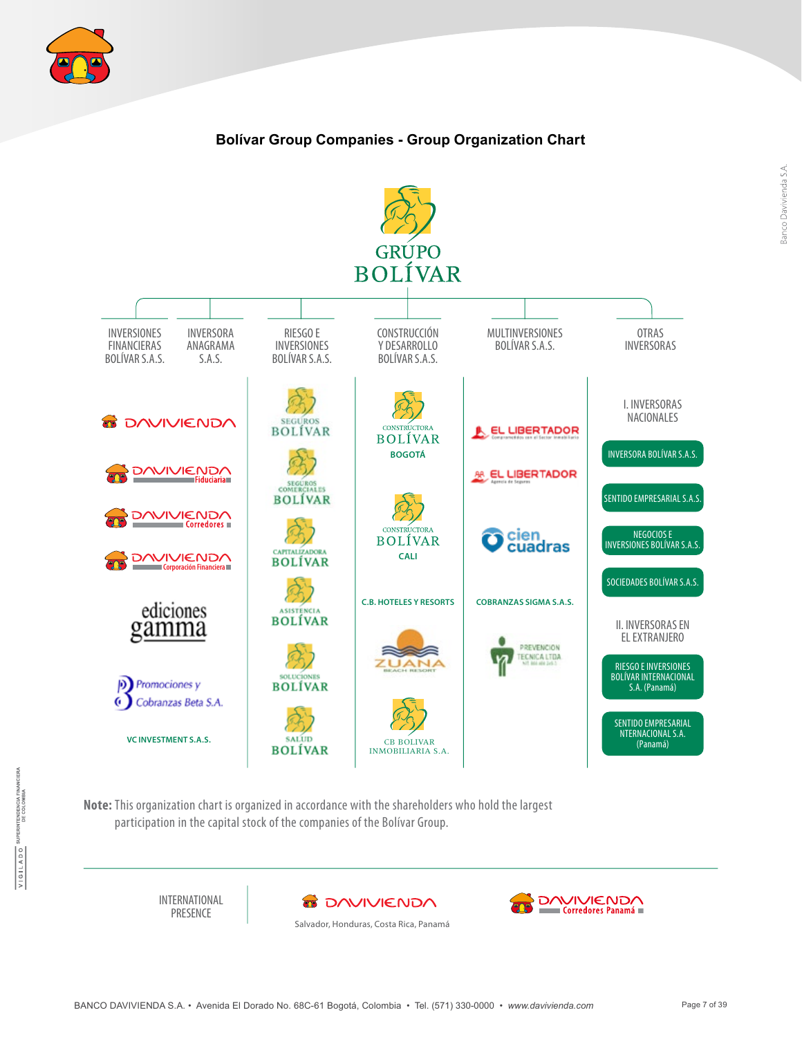## Bolívar Group Companies - Group Organization Chart

**GRUPO BOLÍVAR**

- **INVERSIONES FINANCIERAS BOLÍVAR S.A.S.** / **INVERSORA ANAGRAMA S.A.S.**
  - DAVIVIENDA
  - DAVIVIENDA Fiduciaria
  - DAVIVIENDA Corredores
  - DAVIVIENDA Corporación Financiera
  - ediciones gamma
  - Promociones y Cobranzas Beta S.A.
  - VC INVESTMENT S.A.S.
- **RIESGO E INVERSIONES BOLÍVAR S.A.S.**
  - SEGUROS BOLÍVAR
  - SEGUROS COMERCIALES BOLÍVAR
  - CAPITALIZADORA BOLÍVAR
  - ASISTENCIA BOLÍVAR
  - SOLUCIONES BOLÍVAR
  - SALUD BOLÍVAR
- **CONSTRUCCIÓN Y DESARROLLO BOLÍVAR S.A.S.**
  - CONSTRUCTORA BOLÍVAR BOGOTÁ
  - CONSTRUCTORA BOLÍVAR CALI
  - C.B. HOTELES Y RESORTS
  - ZUANA BEACH RESORT
  - CB BOLIVAR INMOBILIARIA S.A.
- **MULTINVERSIONES BOLÍVAR S.A.S.**
  - EL LIBERTADOR
  - EL LIBERTADOR Agencia de Seguros
  - cien cuadras
  - COBRANZAS SIGMA S.A.S.
  - PREVENCION TECNICA LTDA
- **OTRAS INVERSORAS**
  - I. INVERSORAS NACIONALES
    - INVERSORA BOLÍVAR S.A.S.
    - SENTIDO EMPRESARIAL S.A.S.
    - NEGOCIOS E INVERSIONES BOLÍVAR S.A.S.
    - SOCIEDADES BOLÍVAR S.A.S.
  - II. INVERSORAS EN EL EXTRANJERO
    - RIESGO E INVERSIONES BOLÍVAR INTERNACIONAL S.A. (Panamá)
    - SENTIDO EMPRESARIAL NTERNACIONAL S.A. (Panamá)

**Note:** This organization chart is organized in accordance with the shareholders who hold the largest participation in the capital stock of the companies of the Bolívar Group.

**INTERNATIONAL PRESENCE**

- DAVIVIENDA — Salvador, Honduras, Costa Rica, Panamá
- DAVIVIENDA Corredores Panamá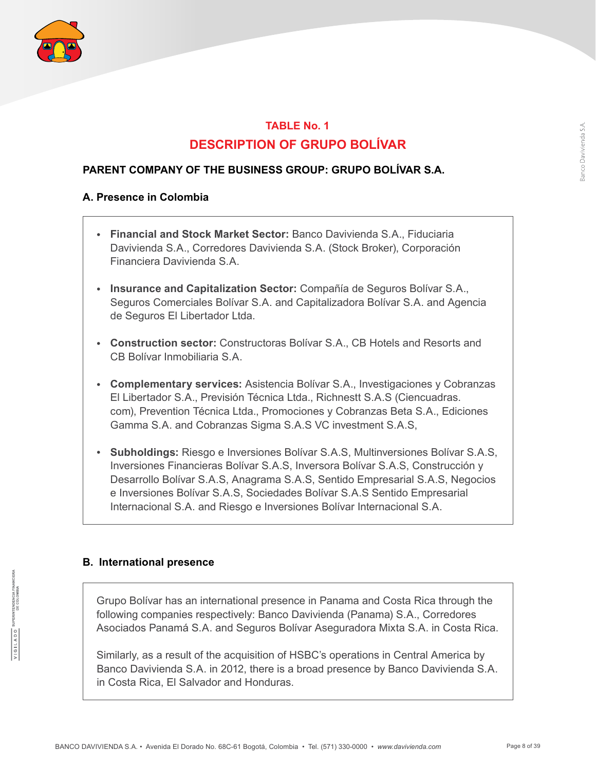## TABLE No. 1

## DESCRIPTION OF GRUPO BOLÍVAR

### PARENT COMPANY OF THE BUSINESS GROUP: GRUPO BOLÍVAR S.A.

### A. Presence in Colombia

- **Financial and Stock Market Sector:** Banco Davivienda S.A., Fiduciaria Davivienda S.A., Corredores Davivienda S.A. (Stock Broker), Corporación Financiera Davivienda S.A.

- **Insurance and Capitalization Sector:** Compañía de Seguros Bolívar S.A., Seguros Comerciales Bolívar S.A. and Capitalizadora Bolívar S.A. and Agencia de Seguros El Libertador Ltda.

- **Construction sector:** Constructoras Bolívar S.A., CB Hotels and Resorts and CB Bolívar Inmobiliaria S.A.

- **Complementary services:** Asistencia Bolívar S.A., Investigaciones y Cobranzas El Libertador S.A., Previsión Técnica Ltda., Richnestt S.A.S (Ciencuadras.com), Prevention Técnica Ltda., Promociones y Cobranzas Beta S.A., Ediciones Gamma S.A. and Cobranzas Sigma S.A.S VC investment S.A.S,

- **Subholdings:** Riesgo e Inversiones Bolívar S.A.S, Multinversiones Bolívar S.A.S, Inversiones Financieras Bolívar S.A.S, Inversora Bolívar S.A.S, Construcción y Desarrollo Bolívar S.A.S, Anagrama S.A.S, Sentido Empresarial S.A.S, Negocios e Inversiones Bolívar S.A.S, Sociedades Bolívar S.A.S Sentido Empresarial Internacional S.A. and Riesgo e Inversiones Bolívar Internacional S.A.

### B. International presence

Grupo Bolívar has an international presence in Panama and Costa Rica through the following companies respectively: Banco Davivienda (Panama) S.A., Corredores Asociados Panamá S.A. and Seguros Bolívar Aseguradora Mixta S.A. in Costa Rica.

Similarly, as a result of the acquisition of HSBC's operations in Central America by Banco Davivienda S.A. in 2012, there is a broad presence by Banco Davivienda S.A. in Costa Rica, El Salvador and Honduras.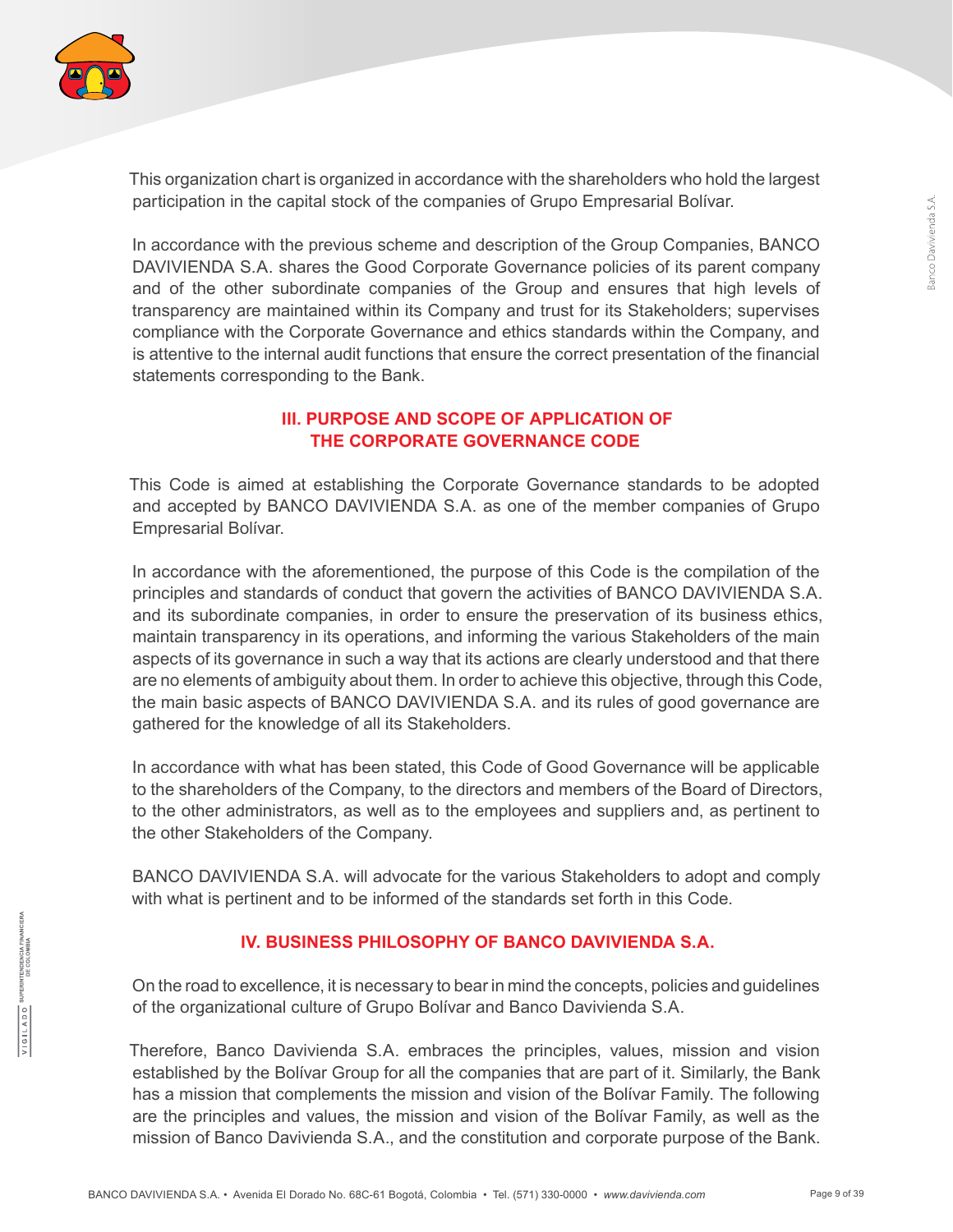This organization chart is organized in accordance with the shareholders who hold the largest participation in the capital stock of the companies of Grupo Empresarial Bolívar.

In accordance with the previous scheme and description of the Group Companies, BANCO DAVIVIENDA S.A. shares the Good Corporate Governance policies of its parent company and of the other subordinate companies of the Group and ensures that high levels of transparency are maintained within its Company and trust for its Stakeholders; supervises compliance with the Corporate Governance and ethics standards within the Company, and is attentive to the internal audit functions that ensure the correct presentation of the financial statements corresponding to the Bank.

## III. PURPOSE AND SCOPE OF APPLICATION OF THE CORPORATE GOVERNANCE CODE

This Code is aimed at establishing the Corporate Governance standards to be adopted and accepted by BANCO DAVIVIENDA S.A. as one of the member companies of Grupo Empresarial Bolívar.

In accordance with the aforementioned, the purpose of this Code is the compilation of the principles and standards of conduct that govern the activities of BANCO DAVIVIENDA S.A. and its subordinate companies, in order to ensure the preservation of its business ethics, maintain transparency in its operations, and informing the various Stakeholders of the main aspects of its governance in such a way that its actions are clearly understood and that there are no elements of ambiguity about them. In order to achieve this objective, through this Code, the main basic aspects of BANCO DAVIVIENDA S.A. and its rules of good governance are gathered for the knowledge of all its Stakeholders.

In accordance with what has been stated, this Code of Good Governance will be applicable to the shareholders of the Company, to the directors and members of the Board of Directors, to the other administrators, as well as to the employees and suppliers and, as pertinent to the other Stakeholders of the Company.

BANCO DAVIVIENDA S.A. will advocate for the various Stakeholders to adopt and comply with what is pertinent and to be informed of the standards set forth in this Code.

## IV. BUSINESS PHILOSOPHY OF BANCO DAVIVIENDA S.A.

On the road to excellence, it is necessary to bear in mind the concepts, policies and guidelines of the organizational culture of Grupo Bolívar and Banco Davivienda S.A.

Therefore, Banco Davivienda S.A. embraces the principles, values, mission and vision established by the Bolívar Group for all the companies that are part of it. Similarly, the Bank has a mission that complements the mission and vision of the Bolívar Family. The following are the principles and values, the mission and vision of the Bolívar Family, as well as the mission of Banco Davivienda S.A., and the constitution and corporate purpose of the Bank.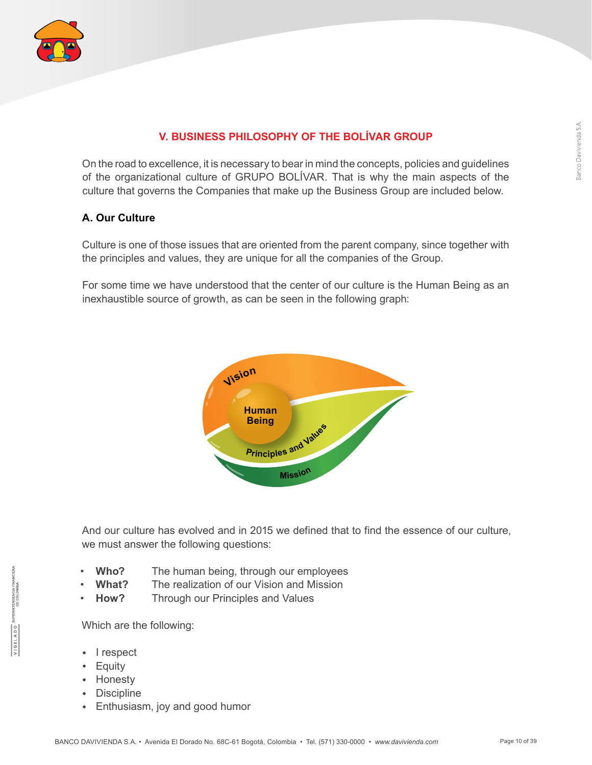## V. BUSINESS PHILOSOPHY OF THE BOLÍVAR GROUP

On the road to excellence, it is necessary to bear in mind the concepts, policies and guidelines of the organizational culture of GRUPO BOLÍVAR. That is why the main aspects of the culture that governs the Companies that make up the Business Group are included below.

### A. Our Culture

Culture is one of those issues that are oriented from the parent company, since together with the principles and values, they are unique for all the companies of the Group.

For some time we have understood that the center of our culture is the Human Being as an inexhaustible source of growth, as can be seen in the following graph:

Vision

Human Being

Principles and Values

Mission

And our culture has evolved and in 2015 we defined that to find the essence of our culture, we must answer the following questions:

- **Who?** The human being, through our employees
- **What?** The realization of our Vision and Mission
- **How?** Through our Principles and Values

Which are the following:

- I respect
- Equity
- Honesty
- Discipline
- Enthusiasm, joy and good humor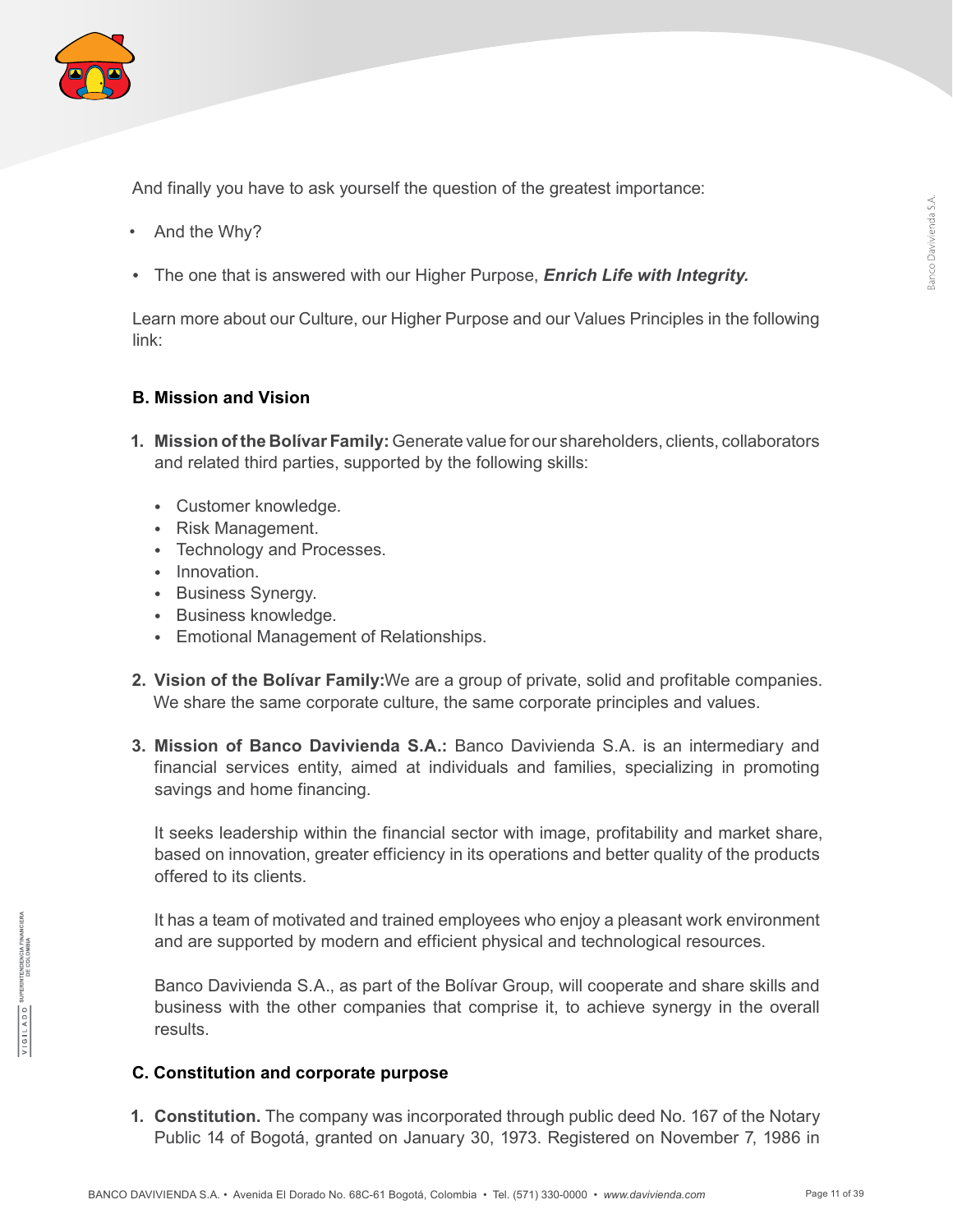And finally you have to ask yourself the question of the greatest importance:

- And the Why?
- The one that is answered with our Higher Purpose, ***Enrich Life with Integrity.***

Learn more about our Culture, our Higher Purpose and our Values Principles in the following link:

### B. Mission and Vision

1. **Mission of the Bolívar Family:** Generate value for our shareholders, clients, collaborators and related third parties, supported by the following skills:

   - Customer knowledge.
   - Risk Management.
   - Technology and Processes.
   - Innovation.
   - Business Synergy.
   - Business knowledge.
   - Emotional Management of Relationships.

2. **Vision of the Bolívar Family:** We are a group of private, solid and profitable companies. We share the same corporate culture, the same corporate principles and values.

3. **Mission of Banco Davivienda S.A.:** Banco Davivienda S.A. is an intermediary and financial services entity, aimed at individuals and families, specializing in promoting savings and home financing.

   It seeks leadership within the financial sector with image, profitability and market share, based on innovation, greater efficiency in its operations and better quality of the products offered to its clients.

   It has a team of motivated and trained employees who enjoy a pleasant work environment and are supported by modern and efficient physical and technological resources.

   Banco Davivienda S.A., as part of the Bolívar Group, will cooperate and share skills and business with the other companies that comprise it, to achieve synergy in the overall results.

### C. Constitution and corporate purpose

1. **Constitution.** The company was incorporated through public deed No. 167 of the Notary Public 14 of Bogotá, granted on January 30, 1973. Registered on November 7, 1986 in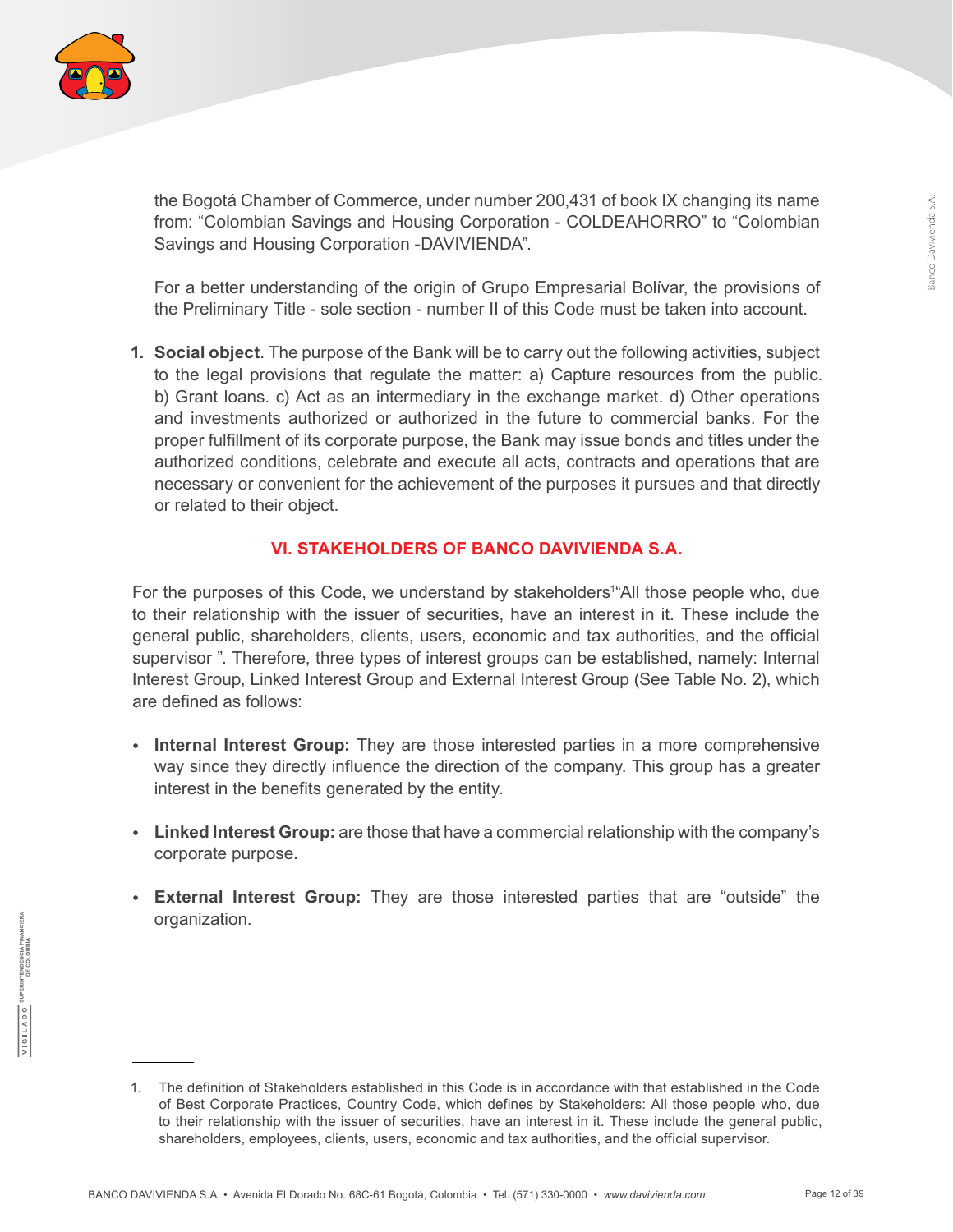the Bogotá Chamber of Commerce, under number 200,431 of book IX changing its name from: "Colombian Savings and Housing Corporation - COLDEAHORRO" to "Colombian Savings and Housing Corporation -DAVIVIENDA".

For a better understanding of the origin of Grupo Empresarial Bolívar, the provisions of the Preliminary Title - sole section - number II of this Code must be taken into account.

1. **Social object**. The purpose of the Bank will be to carry out the following activities, subject to the legal provisions that regulate the matter: a) Capture resources from the public. b) Grant loans. c) Act as an intermediary in the exchange market. d) Other operations and investments authorized or authorized in the future to commercial banks. For the proper fulfillment of its corporate purpose, the Bank may issue bonds and titles under the authorized conditions, celebrate and execute all acts, contracts and operations that are necessary or convenient for the achievement of the purposes it pursues and that directly or related to their object.

## VI. STAKEHOLDERS OF BANCO DAVIVIENDA S.A.

For the purposes of this Code, we understand by stakeholders[1]"All those people who, due to their relationship with the issuer of securities, have an interest in it. These include the general public, shareholders, clients, users, economic and tax authorities, and the official supervisor ". Therefore, three types of interest groups can be established, namely: Internal Interest Group, Linked Interest Group and External Interest Group (See Table No. 2), which are defined as follows:

- **Internal Interest Group:** They are those interested parties in a more comprehensive way since they directly influence the direction of the company. This group has a greater interest in the benefits generated by the entity.
- **Linked Interest Group:** are those that have a commercial relationship with the company's corporate purpose.
- **External Interest Group:** They are those interested parties that are "outside" the organization.

---

1. The definition of Stakeholders established in this Code is in accordance with that established in the Code of Best Corporate Practices, Country Code, which defines by Stakeholders: All those people who, due to their relationship with the issuer of securities, have an interest in it. These include the general public, shareholders, employees, clients, users, economic and tax authorities, and the official supervisor.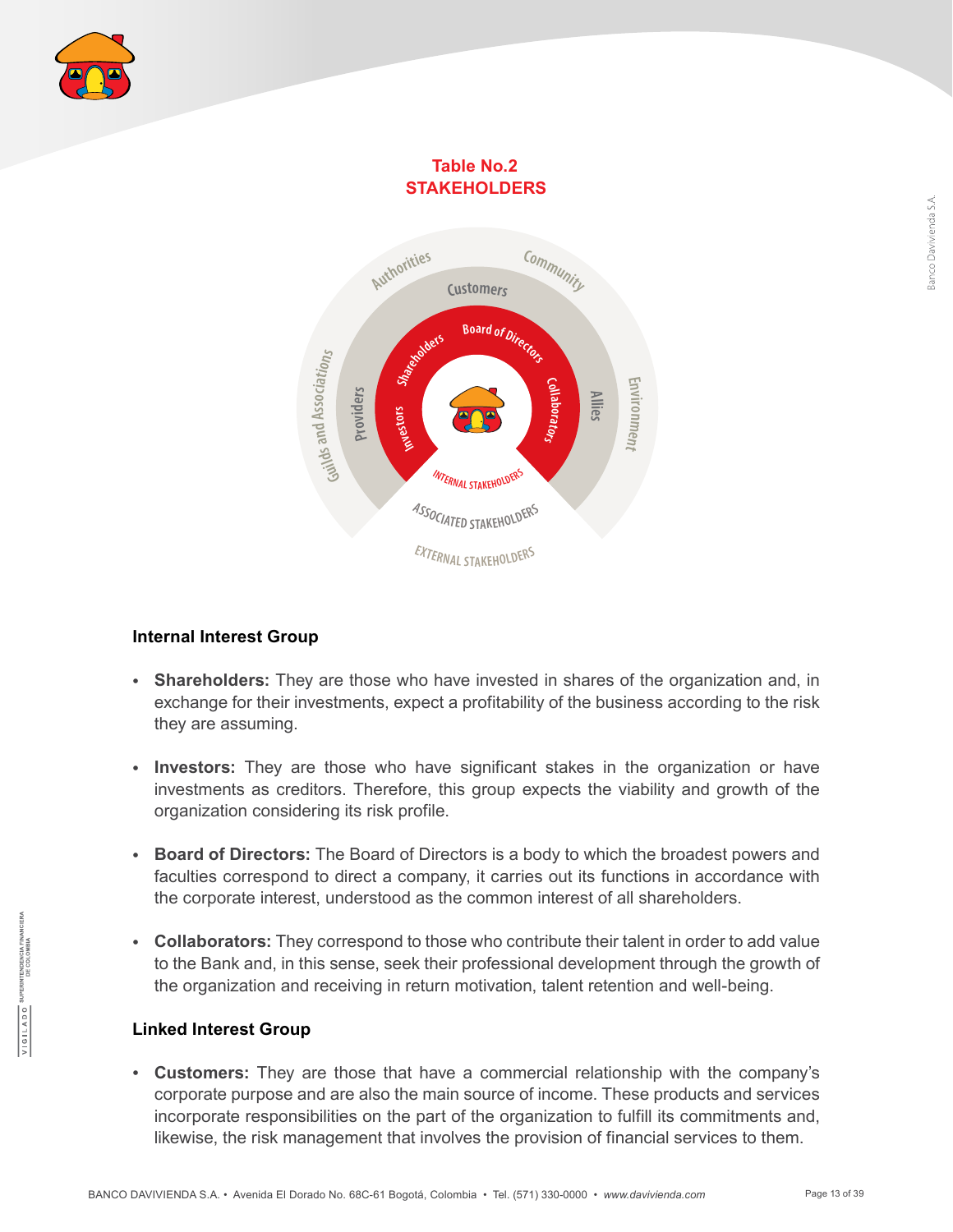**Table No.2**
**STAKEHOLDERS**

Authorities
Community
Customers
Board of Directors
Shareholders
Guilds and Associations
Providers
Investors
Collaborators
Allies
Environment
INTERNAL STAKEHOLDERS
ASSOCIATED STAKEHOLDERS
EXTERNAL STAKEHOLDERS

### Internal Interest Group

- **Shareholders:** They are those who have invested in shares of the organization and, in exchange for their investments, expect a profitability of the business according to the risk they are assuming.

- **Investors:** They are those who have significant stakes in the organization or have investments as creditors. Therefore, this group expects the viability and growth of the organization considering its risk profile.

- **Board of Directors:** The Board of Directors is a body to which the broadest powers and faculties correspond to direct a company, it carries out its functions in accordance with the corporate interest, understood as the common interest of all shareholders.

- **Collaborators:** They correspond to those who contribute their talent in order to add value to the Bank and, in this sense, seek their professional development through the growth of the organization and receiving in return motivation, talent retention and well-being.

### Linked Interest Group

- **Customers:** They are those that have a commercial relationship with the company's corporate purpose and are also the main source of income. These products and services incorporate responsibilities on the part of the organization to fulfill its commitments and, likewise, the risk management that involves the provision of financial services to them.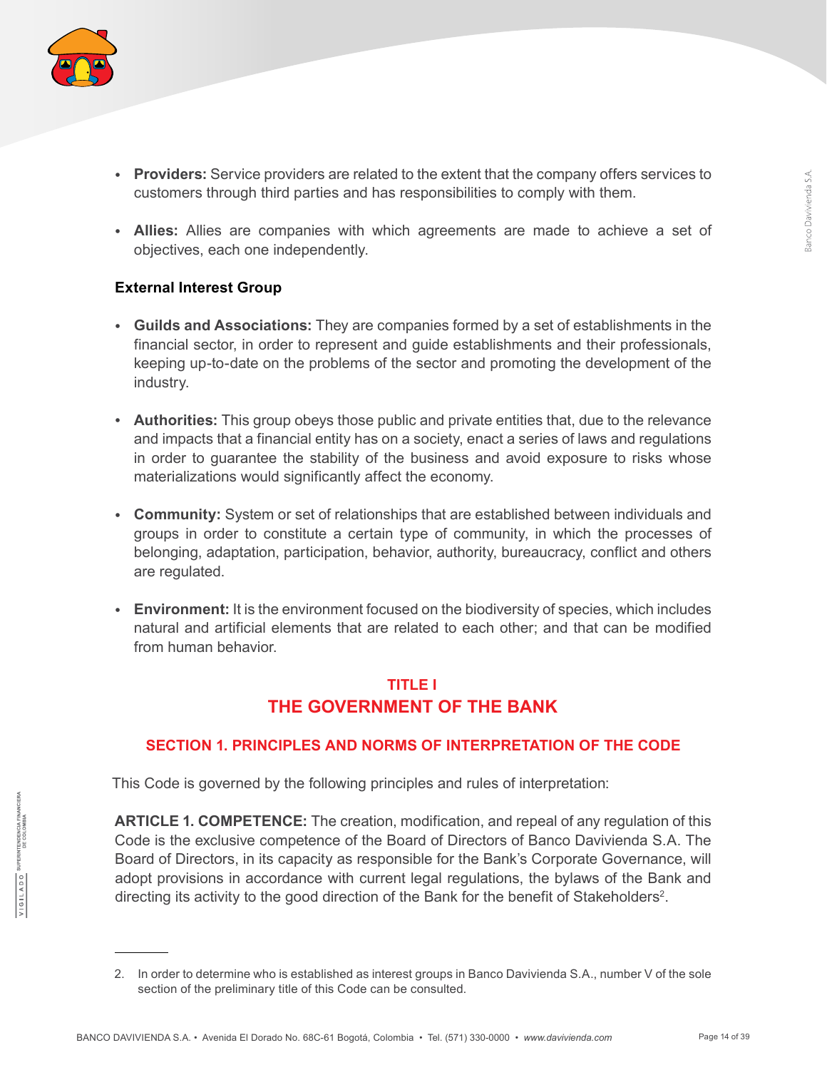- **Providers:** Service providers are related to the extent that the company offers services to customers through third parties and has responsibilities to comply with them.

- **Allies:** Allies are companies with which agreements are made to achieve a set of objectives, each one independently.

**External Interest Group**

- **Guilds and Associations:** They are companies formed by a set of establishments in the financial sector, in order to represent and guide establishments and their professionals, keeping up-to-date on the problems of the sector and promoting the development of the industry.

- **Authorities:** This group obeys those public and private entities that, due to the relevance and impacts that a financial entity has on a society, enact a series of laws and regulations in order to guarantee the stability of the business and avoid exposure to risks whose materializations would significantly affect the economy.

- **Community:** System or set of relationships that are established between individuals and groups in order to constitute a certain type of community, in which the processes of belonging, adaptation, participation, behavior, authority, bureaucracy, conflict and others are regulated.

- **Environment:** It is the environment focused on the biodiversity of species, which includes natural and artificial elements that are related to each other; and that can be modified from human behavior.

# TITLE I
# THE GOVERNMENT OF THE BANK

## SECTION 1. PRINCIPLES AND NORMS OF INTERPRETATION OF THE CODE

This Code is governed by the following principles and rules of interpretation:

**ARTICLE 1. COMPETENCE:** The creation, modification, and repeal of any regulation of this Code is the exclusive competence of the Board of Directors of Banco Davivienda S.A. The Board of Directors, in its capacity as responsible for the Bank's Corporate Governance, will adopt provisions in accordance with current legal regulations, the bylaws of the Bank and directing its activity to the good direction of the Bank for the benefit of Stakeholders[2].

---

2. In order to determine who is established as interest groups in Banco Davivienda S.A., number V of the sole section of the preliminary title of this Code can be consulted.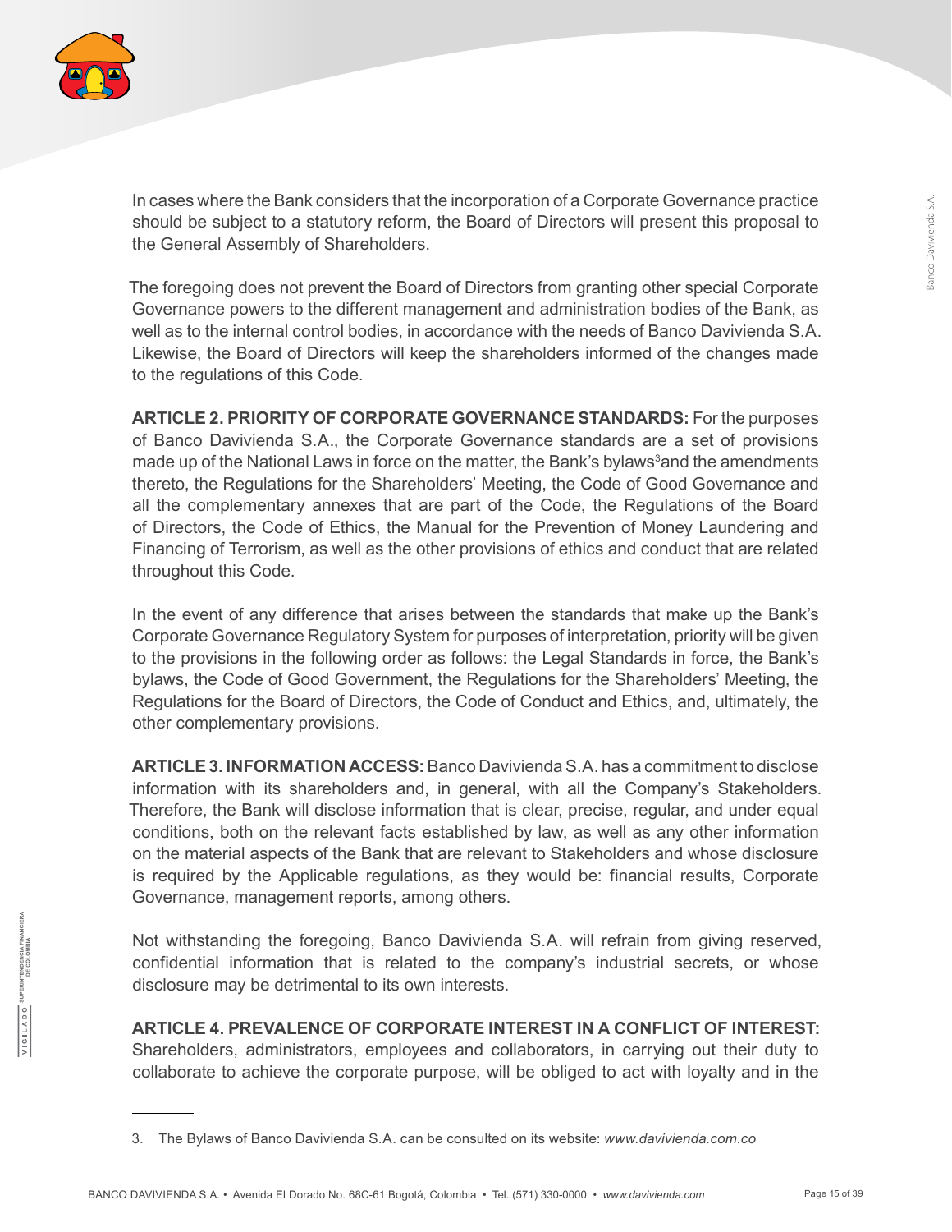In cases where the Bank considers that the incorporation of a Corporate Governance practice should be subject to a statutory reform, the Board of Directors will present this proposal to the General Assembly of Shareholders.

The foregoing does not prevent the Board of Directors from granting other special Corporate Governance powers to the different management and administration bodies of the Bank, as well as to the internal control bodies, in accordance with the needs of Banco Davivienda S.A. Likewise, the Board of Directors will keep the shareholders informed of the changes made to the regulations of this Code.

**ARTICLE 2. PRIORITY OF CORPORATE GOVERNANCE STANDARDS:** For the purposes of Banco Davivienda S.A., the Corporate Governance standards are a set of provisions made up of the National Laws in force on the matter, the Bank's bylaws[3]and the amendments thereto, the Regulations for the Shareholders' Meeting, the Code of Good Governance and all the complementary annexes that are part of the Code, the Regulations of the Board of Directors, the Code of Ethics, the Manual for the Prevention of Money Laundering and Financing of Terrorism, as well as the other provisions of ethics and conduct that are related throughout this Code.

In the event of any difference that arises between the standards that make up the Bank's Corporate Governance Regulatory System for purposes of interpretation, priority will be given to the provisions in the following order as follows: the Legal Standards in force, the Bank's bylaws, the Code of Good Government, the Regulations for the Shareholders' Meeting, the Regulations for the Board of Directors, the Code of Conduct and Ethics, and, ultimately, the other complementary provisions.

**ARTICLE 3. INFORMATION ACCESS:** Banco Davivienda S.A. has a commitment to disclose information with its shareholders and, in general, with all the Company's Stakeholders. Therefore, the Bank will disclose information that is clear, precise, regular, and under equal conditions, both on the relevant facts established by law, as well as any other information on the material aspects of the Bank that are relevant to Stakeholders and whose disclosure is required by the Applicable regulations, as they would be: financial results, Corporate Governance, management reports, among others.

Not withstanding the foregoing, Banco Davivienda S.A. will refrain from giving reserved, confidential information that is related to the company's industrial secrets, or whose disclosure may be detrimental to its own interests.

**ARTICLE 4. PREVALENCE OF CORPORATE INTEREST IN A CONFLICT OF INTEREST:** Shareholders, administrators, employees and collaborators, in carrying out their duty to collaborate to achieve the corporate purpose, will be obliged to act with loyalty and in the

---

3. The Bylaws of Banco Davivienda S.A. can be consulted on its website: *www.davivienda.com.co*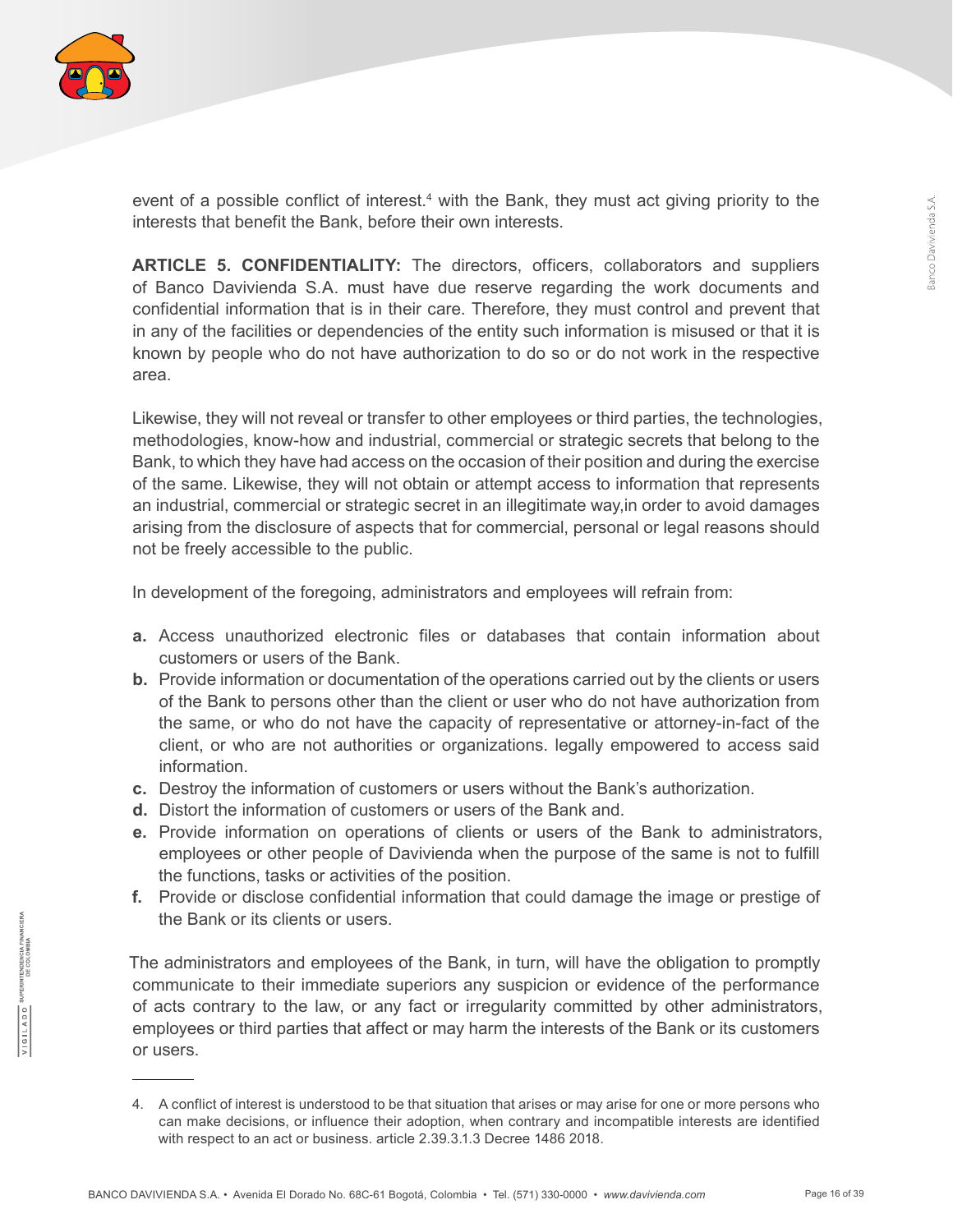event of a possible conflict of interest.[4] with the Bank, they must act giving priority to the interests that benefit the Bank, before their own interests.

**ARTICLE 5. CONFIDENTIALITY:** The directors, officers, collaborators and suppliers of Banco Davivienda S.A. must have due reserve regarding the work documents and confidential information that is in their care. Therefore, they must control and prevent that in any of the facilities or dependencies of the entity such information is misused or that it is known by people who do not have authorization to do so or do not work in the respective area.

Likewise, they will not reveal or transfer to other employees or third parties, the technologies, methodologies, know-how and industrial, commercial or strategic secrets that belong to the Bank, to which they have had access on the occasion of their position and during the exercise of the same. Likewise, they will not obtain or attempt access to information that represents an industrial, commercial or strategic secret in an illegitimate way,in order to avoid damages arising from the disclosure of aspects that for commercial, personal or legal reasons should not be freely accessible to the public.

In development of the foregoing, administrators and employees will refrain from:

- **a.** Access unauthorized electronic files or databases that contain information about customers or users of the Bank.
- **b.** Provide information or documentation of the operations carried out by the clients or users of the Bank to persons other than the client or user who do not have authorization from the same, or who do not have the capacity of representative or attorney-in-fact of the client, or who are not authorities or organizations. legally empowered to access said information.
- **c.** Destroy the information of customers or users without the Bank's authorization.
- **d.** Distort the information of customers or users of the Bank and.
- **e.** Provide information on operations of clients or users of the Bank to administrators, employees or other people of Davivienda when the purpose of the same is not to fulfill the functions, tasks or activities of the position.
- **f.** Provide or disclose confidential information that could damage the image or prestige of the Bank or its clients or users.

The administrators and employees of the Bank, in turn, will have the obligation to promptly communicate to their immediate superiors any suspicion or evidence of the performance of acts contrary to the law, or any fact or irregularity committed by other administrators, employees or third parties that affect or may harm the interests of the Bank or its customers or users.

---

4. A conflict of interest is understood to be that situation that arises or may arise for one or more persons who can make decisions, or influence their adoption, when contrary and incompatible interests are identified with respect to an act or business. article 2.39.3.1.3 Decree 1486 2018.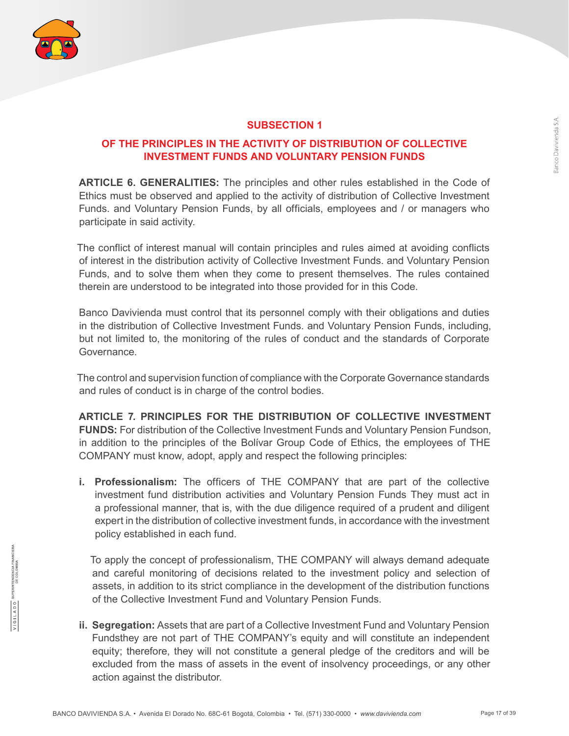## SUBSECTION 1

## OF THE PRINCIPLES IN THE ACTIVITY OF DISTRIBUTION OF COLLECTIVE INVESTMENT FUNDS AND VOLUNTARY PENSION FUNDS

**ARTICLE 6. GENERALITIES:** The principles and other rules established in the Code of Ethics must be observed and applied to the activity of distribution of Collective Investment Funds. and Voluntary Pension Funds, by all officials, employees and / or managers who participate in said activity.

The conflict of interest manual will contain principles and rules aimed at avoiding conflicts of interest in the distribution activity of Collective Investment Funds. and Voluntary Pension Funds, and to solve them when they come to present themselves. The rules contained therein are understood to be integrated into those provided for in this Code.

Banco Davivienda must control that its personnel comply with their obligations and duties in the distribution of Collective Investment Funds. and Voluntary Pension Funds, including, but not limited to, the monitoring of the rules of conduct and the standards of Corporate Governance.

The control and supervision function of compliance with the Corporate Governance standards and rules of conduct is in charge of the control bodies.

**ARTICLE 7. PRINCIPLES FOR THE DISTRIBUTION OF COLLECTIVE INVESTMENT FUNDS:** For distribution of the Collective Investment Funds and Voluntary Pension Fundson, in addition to the principles of the Bolívar Group Code of Ethics, the employees of THE COMPANY must know, adopt, apply and respect the following principles:

i. **Professionalism:** The officers of THE COMPANY that are part of the collective investment fund distribution activities and Voluntary Pension Funds They must act in a professional manner, that is, with the due diligence required of a prudent and diligent expert in the distribution of collective investment funds, in accordance with the investment policy established in each fund.

   To apply the concept of professionalism, THE COMPANY will always demand adequate and careful monitoring of decisions related to the investment policy and selection of assets, in addition to its strict compliance in the development of the distribution functions of the Collective Investment Fund and Voluntary Pension Funds.

ii. **Segregation:** Assets that are part of a Collective Investment Fund and Voluntary Pension Fundsthey are not part of THE COMPANY's equity and will constitute an independent equity; therefore, they will not constitute a general pledge of the creditors and will be excluded from the mass of assets in the event of insolvency proceedings, or any other action against the distributor.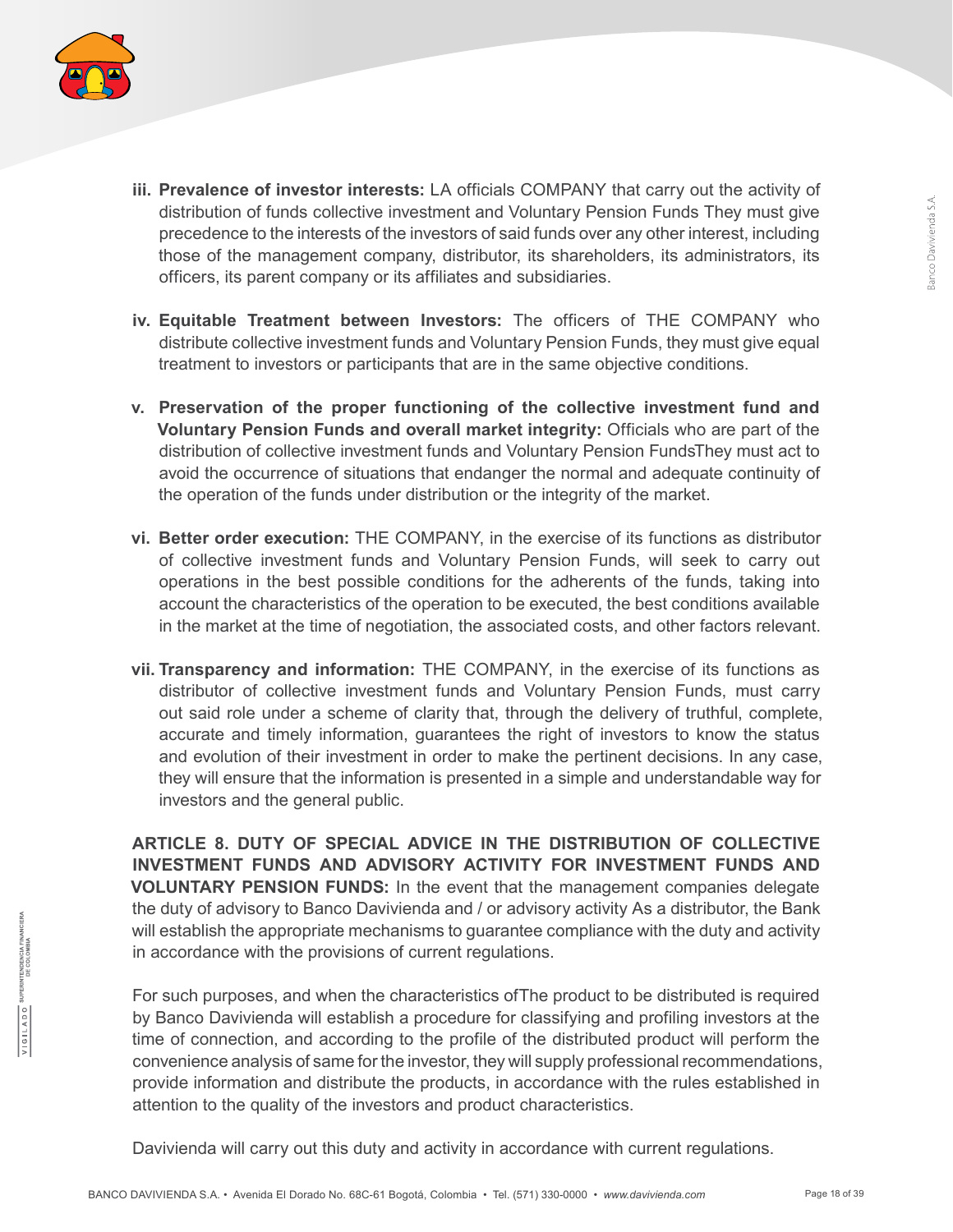iii. **Prevalence of investor interests:** LA officials COMPANY that carry out the activity of distribution of funds collective investment and Voluntary Pension Funds They must give precedence to the interests of the investors of said funds over any other interest, including those of the management company, distributor, its shareholders, its administrators, its officers, its parent company or its affiliates and subsidiaries.

iv. **Equitable Treatment between Investors:** The officers of THE COMPANY who distribute collective investment funds and Voluntary Pension Funds, they must give equal treatment to investors or participants that are in the same objective conditions.

v. **Preservation of the proper functioning of the collective investment fund and Voluntary Pension Funds and overall market integrity:** Officials who are part of the distribution of collective investment funds and Voluntary Pension FundsThey must act to avoid the occurrence of situations that endanger the normal and adequate continuity of the operation of the funds under distribution or the integrity of the market.

vi. **Better order execution:** THE COMPANY, in the exercise of its functions as distributor of collective investment funds and Voluntary Pension Funds, will seek to carry out operations in the best possible conditions for the adherents of the funds, taking into account the characteristics of the operation to be executed, the best conditions available in the market at the time of negotiation, the associated costs, and other factors relevant.

vii. **Transparency and information:** THE COMPANY, in the exercise of its functions as distributor of collective investment funds and Voluntary Pension Funds, must carry out said role under a scheme of clarity that, through the delivery of truthful, complete, accurate and timely information, guarantees the right of investors to know the status and evolution of their investment in order to make the pertinent decisions. In any case, they will ensure that the information is presented in a simple and understandable way for investors and the general public.

**ARTICLE 8. DUTY OF SPECIAL ADVICE IN THE DISTRIBUTION OF COLLECTIVE INVESTMENT FUNDS AND ADVISORY ACTIVITY FOR INVESTMENT FUNDS AND VOLUNTARY PENSION FUNDS:** In the event that the management companies delegate the duty of advisory to Banco Davivienda and / or advisory activity As a distributor, the Bank will establish the appropriate mechanisms to guarantee compliance with the duty and activity in accordance with the provisions of current regulations.

For such purposes, and when the characteristics ofThe product to be distributed is required by Banco Davivienda will establish a procedure for classifying and profiling investors at the time of connection, and according to the profile of the distributed product will perform the convenience analysis of same for the investor, they will supply professional recommendations, provide information and distribute the products, in accordance with the rules established in attention to the quality of the investors and product characteristics.

Davivienda will carry out this duty and activity in accordance with current regulations.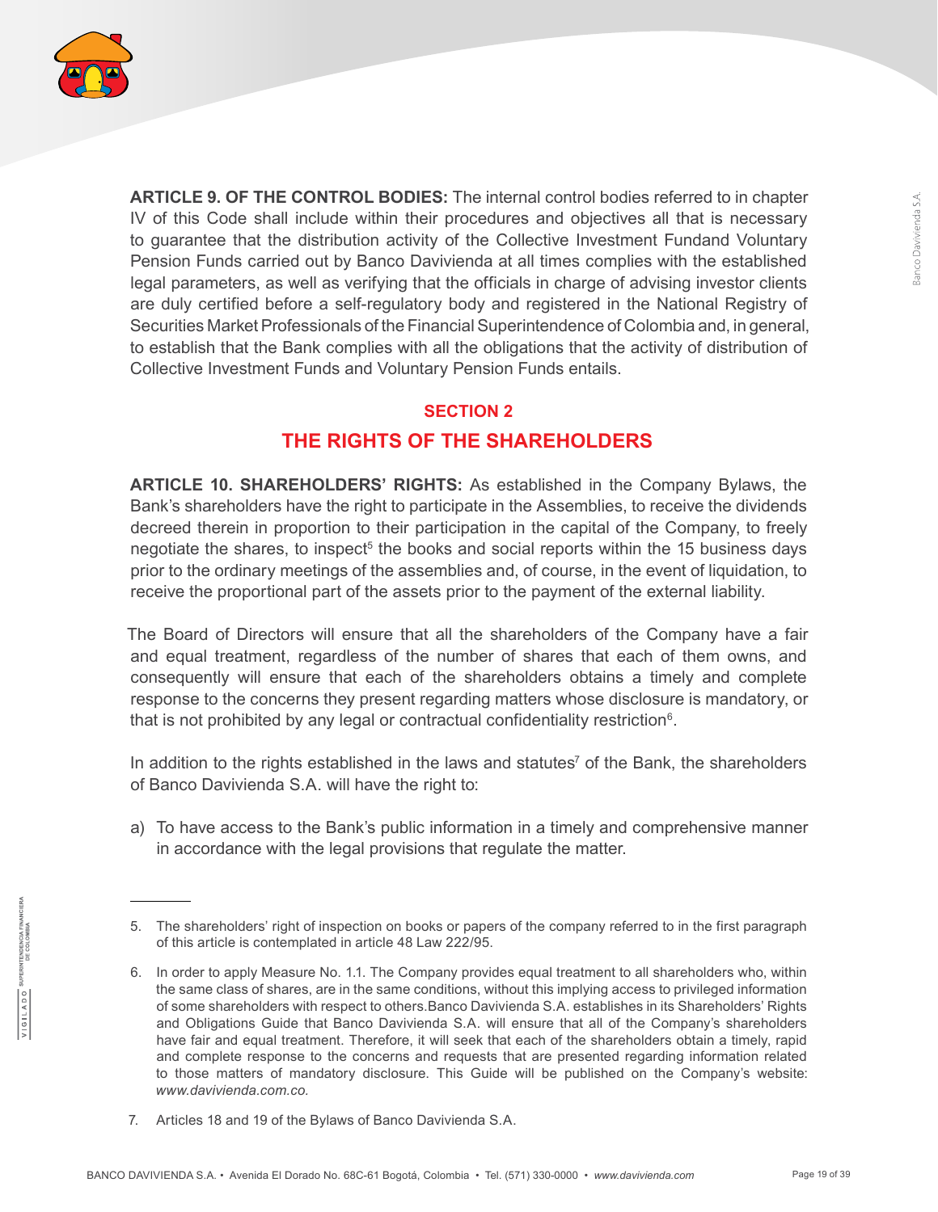**ARTICLE 9. OF THE CONTROL BODIES:** The internal control bodies referred to in chapter IV of this Code shall include within their procedures and objectives all that is necessary to guarantee that the distribution activity of the Collective Investment Fundand Voluntary Pension Funds carried out by Banco Davivienda at all times complies with the established legal parameters, as well as verifying that the officials in charge of advising investor clients are duly certified before a self-regulatory body and registered in the National Registry of Securities Market Professionals of the Financial Superintendence of Colombia and, in general, to establish that the Bank complies with all the obligations that the activity of distribution of Collective Investment Funds and Voluntary Pension Funds entails.

## SECTION 2
## THE RIGHTS OF THE SHAREHOLDERS

**ARTICLE 10. SHAREHOLDERS' RIGHTS:** As established in the Company Bylaws, the Bank's shareholders have the right to participate in the Assemblies, to receive the dividends decreed therein in proportion to their participation in the capital of the Company, to freely negotiate the shares, to inspect[5] the books and social reports within the 15 business days prior to the ordinary meetings of the assemblies and, of course, in the event of liquidation, to receive the proportional part of the assets prior to the payment of the external liability.

The Board of Directors will ensure that all the shareholders of the Company have a fair and equal treatment, regardless of the number of shares that each of them owns, and consequently will ensure that each of the shareholders obtains a timely and complete response to the concerns they present regarding matters whose disclosure is mandatory, or that is not prohibited by any legal or contractual confidentiality restriction[6].

In addition to the rights established in the laws and statutes[7] of the Bank, the shareholders of Banco Davivienda S.A. will have the right to:

a) To have access to the Bank's public information in a timely and comprehensive manner in accordance with the legal provisions that regulate the matter.

---

5. The shareholders' right of inspection on books or papers of the company referred to in the first paragraph of this article is contemplated in article 48 Law 222/95.

6. In order to apply Measure No. 1.1. The Company provides equal treatment to all shareholders who, within the same class of shares, are in the same conditions, without this implying access to privileged information of some shareholders with respect to others.Banco Davivienda S.A. establishes in its Shareholders' Rights and Obligations Guide that Banco Davivienda S.A. will ensure that all of the Company's shareholders have fair and equal treatment. Therefore, it will seek that each of the shareholders obtain a timely, rapid and complete response to the concerns and requests that are presented regarding information related to those matters of mandatory disclosure. This Guide will be published on the Company's website: *www.davivienda.com.co.*

7. Articles 18 and 19 of the Bylaws of Banco Davivienda S.A.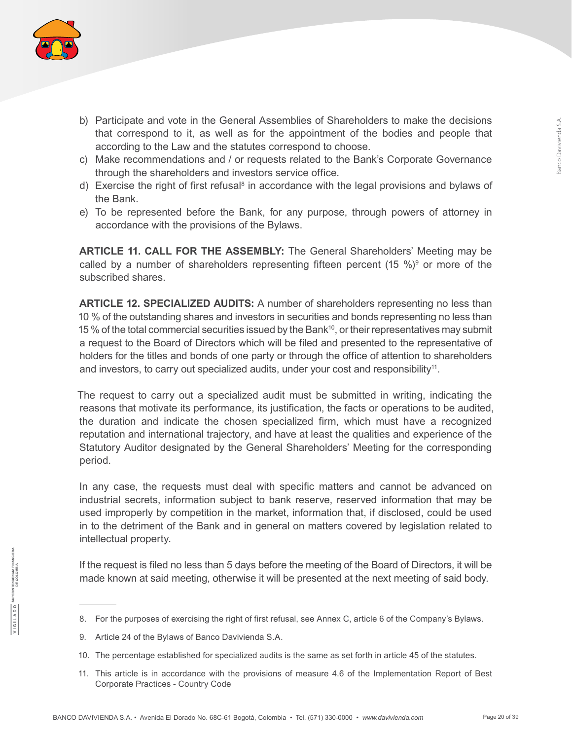b) Participate and vote in the General Assemblies of Shareholders to make the decisions that correspond to it, as well as for the appointment of the bodies and people that according to the Law and the statutes correspond to choose.
c) Make recommendations and / or requests related to the Bank's Corporate Governance through the shareholders and investors service office.
d) Exercise the right of first refusal[8] in accordance with the legal provisions and bylaws of the Bank.
e) To be represented before the Bank, for any purpose, through powers of attorney in accordance with the provisions of the Bylaws.

**ARTICLE 11. CALL FOR THE ASSEMBLY:** The General Shareholders' Meeting may be called by a number of shareholders representing fifteen percent (15 %)[9] or more of the subscribed shares.

**ARTICLE 12. SPECIALIZED AUDITS:** A number of shareholders representing no less than 10 % of the outstanding shares and investors in securities and bonds representing no less than 15 % of the total commercial securities issued by the Bank[10], or their representatives may submit a request to the Board of Directors which will be filed and presented to the representative of holders for the titles and bonds of one party or through the office of attention to shareholders and investors, to carry out specialized audits, under your cost and responsibility[11].

The request to carry out a specialized audit must be submitted in writing, indicating the reasons that motivate its performance, its justification, the facts or operations to be audited, the duration and indicate the chosen specialized firm, which must have a recognized reputation and international trajectory, and have at least the qualities and experience of the Statutory Auditor designated by the General Shareholders' Meeting for the corresponding period.

In any case, the requests must deal with specific matters and cannot be advanced on industrial secrets, information subject to bank reserve, reserved information that may be used improperly by competition in the market, information that, if disclosed, could be used in to the detriment of the Bank and in general on matters covered by legislation related to intellectual property.

If the request is filed no less than 5 days before the meeting of the Board of Directors, it will be made known at said meeting, otherwise it will be presented at the next meeting of said body.

---

8. For the purposes of exercising the right of first refusal, see Annex C, article 6 of the Company's Bylaws.
9. Article 24 of the Bylaws of Banco Davivienda S.A.
10. The percentage established for specialized audits is the same as set forth in article 45 of the statutes.
11. This article is in accordance with the provisions of measure 4.6 of the Implementation Report of Best Corporate Practices - Country Code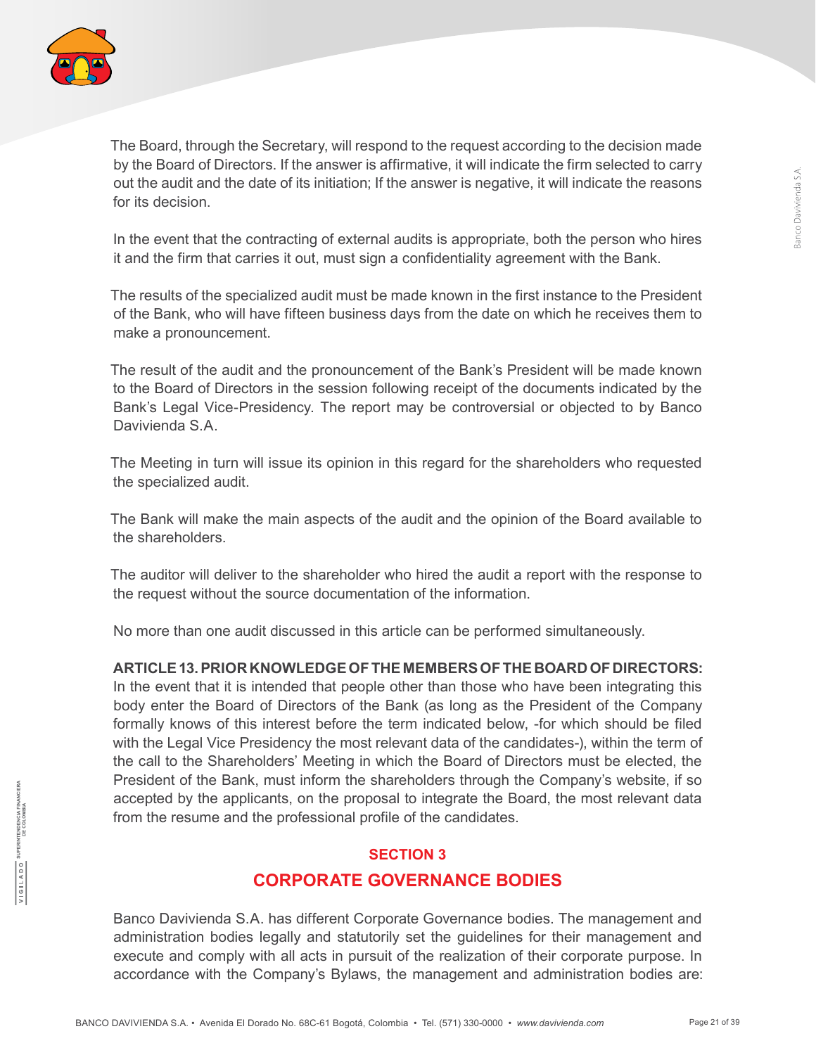The Board, through the Secretary, will respond to the request according to the decision made by the Board of Directors. If the answer is affirmative, it will indicate the firm selected to carry out the audit and the date of its initiation; If the answer is negative, it will indicate the reasons for its decision.

In the event that the contracting of external audits is appropriate, both the person who hires it and the firm that carries it out, must sign a confidentiality agreement with the Bank.

The results of the specialized audit must be made known in the first instance to the President of the Bank, who will have fifteen business days from the date on which he receives them to make a pronouncement.

The result of the audit and the pronouncement of the Bank's President will be made known to the Board of Directors in the session following receipt of the documents indicated by the Bank's Legal Vice-Presidency. The report may be controversial or objected to by Banco Davivienda S.A.

The Meeting in turn will issue its opinion in this regard for the shareholders who requested the specialized audit.

The Bank will make the main aspects of the audit and the opinion of the Board available to the shareholders.

The auditor will deliver to the shareholder who hired the audit a report with the response to the request without the source documentation of the information.

No more than one audit discussed in this article can be performed simultaneously.

**ARTICLE 13. PRIOR KNOWLEDGE OF THE MEMBERS OF THE BOARD OF DIRECTORS:** In the event that it is intended that people other than those who have been integrating this body enter the Board of Directors of the Bank (as long as the President of the Company formally knows of this interest before the term indicated below, -for which should be filed with the Legal Vice Presidency the most relevant data of the candidates-), within the term of the call to the Shareholders' Meeting in which the Board of Directors must be elected, the President of the Bank, must inform the shareholders through the Company's website, if so accepted by the applicants, on the proposal to integrate the Board, the most relevant data from the resume and the professional profile of the candidates.

## SECTION 3

## CORPORATE GOVERNANCE BODIES

Banco Davivienda S.A. has different Corporate Governance bodies. The management and administration bodies legally and statutorily set the guidelines for their management and execute and comply with all acts in pursuit of the realization of their corporate purpose. In accordance with the Company's Bylaws, the management and administration bodies are: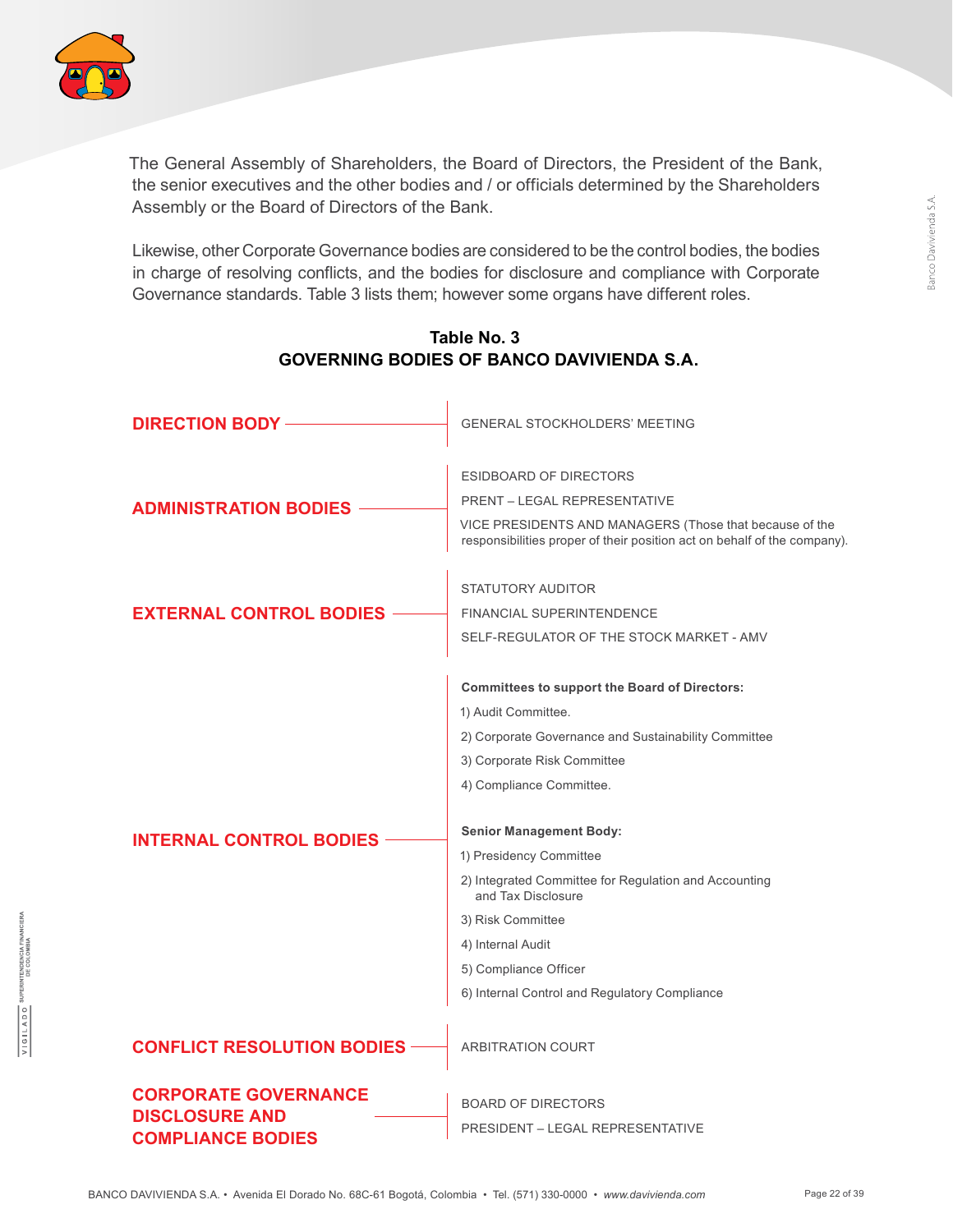The General Assembly of Shareholders, the Board of Directors, the President of the Bank, the senior executives and the other bodies and / or officials determined by the Shareholders Assembly or the Board of Directors of the Bank.

Likewise, other Corporate Governance bodies are considered to be the control bodies, the bodies in charge of resolving conflicts, and the bodies for disclosure and compliance with Corporate Governance standards. Table 3 lists them; however some organs have different roles.

**Table No. 3**
**GOVERNING BODIES OF BANCO DAVIVIENDA S.A.**

| Body | Members |
|---|---|
| **DIRECTION BODY** | GENERAL STOCKHOLDERS' MEETING |
| **ADMINISTRATION BODIES** | ESIDBOARD OF DIRECTORS<br>PRENT – LEGAL REPRESENTATIVE<br>VICE PRESIDENTS AND MANAGERS (Those that because of the responsibilities proper of their position act on behalf of the company). |
| **EXTERNAL CONTROL BODIES** | STATUTORY AUDITOR<br>FINANCIAL SUPERINTENDENCE<br>SELF-REGULATOR OF THE STOCK MARKET - AMV |
| **INTERNAL CONTROL BODIES** | **Committees to support the Board of Directors:**<br>1) Audit Committee.<br>2) Corporate Governance and Sustainability Committee<br>3) Corporate Risk Committee<br>4) Compliance Committee.<br><br>**Senior Management Body:**<br>1) Presidency Committee<br>2) Integrated Committee for Regulation and Accounting and Tax Disclosure<br>3) Risk Committee<br>4) Internal Audit<br>5) Compliance Officer<br>6) Internal Control and Regulatory Compliance |
| **CONFLICT RESOLUTION BODIES** | ARBITRATION COURT |
| **CORPORATE GOVERNANCE DISCLOSURE AND COMPLIANCE BODIES** | BOARD OF DIRECTORS<br>PRESIDENT – LEGAL REPRESENTATIVE |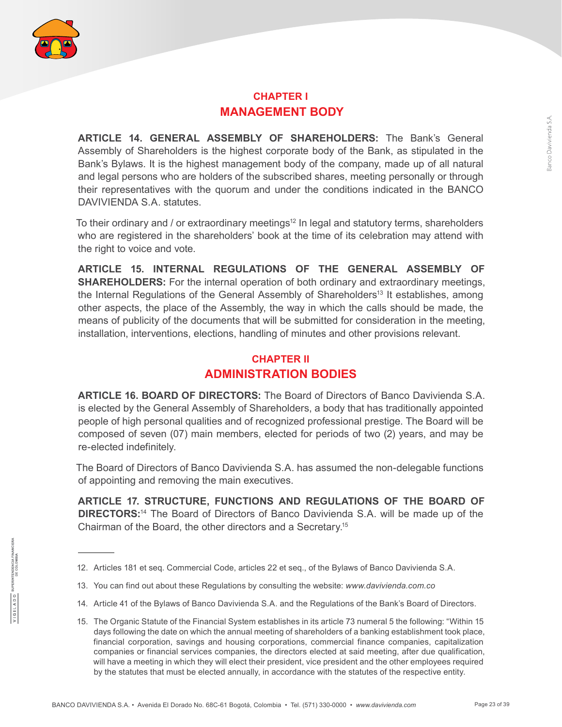## CHAPTER I
## MANAGEMENT BODY

**ARTICLE 14. GENERAL ASSEMBLY OF SHAREHOLDERS:** The Bank's General Assembly of Shareholders is the highest corporate body of the Bank, as stipulated in the Bank's Bylaws. It is the highest management body of the company, made up of all natural and legal persons who are holders of the subscribed shares, meeting personally or through their representatives with the quorum and under the conditions indicated in the BANCO DAVIVIENDA S.A. statutes.

To their ordinary and / or extraordinary meetings[12] In legal and statutory terms, shareholders who are registered in the shareholders' book at the time of its celebration may attend with the right to voice and vote.

**ARTICLE 15. INTERNAL REGULATIONS OF THE GENERAL ASSEMBLY OF SHAREHOLDERS:** For the internal operation of both ordinary and extraordinary meetings, the Internal Regulations of the General Assembly of Shareholders[13] It establishes, among other aspects, the place of the Assembly, the way in which the calls should be made, the means of publicity of the documents that will be submitted for consideration in the meeting, installation, interventions, elections, handling of minutes and other provisions relevant.

## CHAPTER II
## ADMINISTRATION BODIES

**ARTICLE 16. BOARD OF DIRECTORS:** The Board of Directors of Banco Davivienda S.A. is elected by the General Assembly of Shareholders, a body that has traditionally appointed people of high personal qualities and of recognized professional prestige. The Board will be composed of seven (07) main members, elected for periods of two (2) years, and may be re-elected indefinitely.

The Board of Directors of Banco Davivienda S.A. has assumed the non-delegable functions of appointing and removing the main executives.

**ARTICLE 17. STRUCTURE, FUNCTIONS AND REGULATIONS OF THE BOARD OF DIRECTORS:**[14] The Board of Directors of Banco Davivienda S.A. will be made up of the Chairman of the Board, the other directors and a Secretary.[15]

---

12. Articles 181 et seq. Commercial Code, articles 22 et seq., of the Bylaws of Banco Davivienda S.A.

13. You can find out about these Regulations by consulting the website: *www.davivienda.com.co*

14. Article 41 of the Bylaws of Banco Davivienda S.A. and the Regulations of the Bank's Board of Directors.

15. The Organic Statute of the Financial System establishes in its article 73 numeral 5 the following: "Within 15 days following the date on which the annual meeting of shareholders of a banking establishment took place, financial corporation, savings and housing corporations, commercial finance companies, capitalization companies or financial services companies, the directors elected at said meeting, after due qualification, will have a meeting in which they will elect their president, vice president and the other employees required by the statutes that must be elected annually, in accordance with the statutes of the respective entity.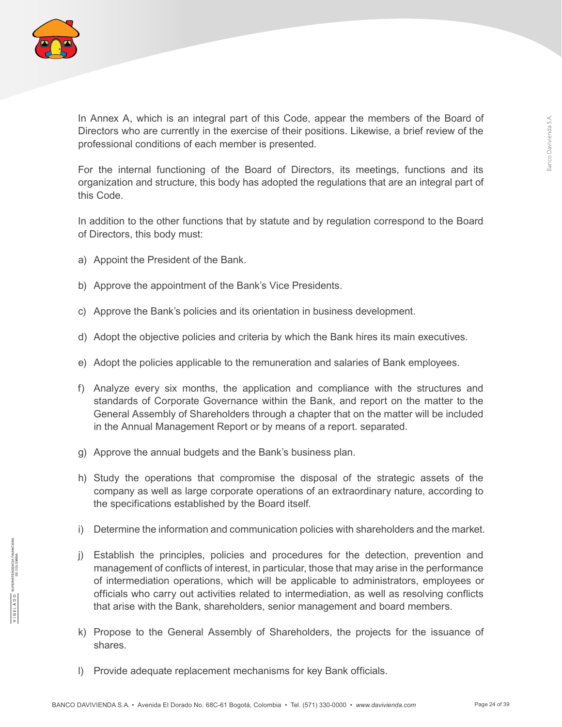In Annex A, which is an integral part of this Code, appear the members of the Board of Directors who are currently in the exercise of their positions. Likewise, a brief review of the professional conditions of each member is presented.

For the internal functioning of the Board of Directors, its meetings, functions and its organization and structure, this body has adopted the regulations that are an integral part of this Code.

In addition to the other functions that by statute and by regulation correspond to the Board of Directors, this body must:

a) Appoint the President of the Bank.

b) Approve the appointment of the Bank's Vice Presidents.

c) Approve the Bank's policies and its orientation in business development.

d) Adopt the objective policies and criteria by which the Bank hires its main executives.

e) Adopt the policies applicable to the remuneration and salaries of Bank employees.

f) Analyze every six months, the application and compliance with the structures and standards of Corporate Governance within the Bank, and report on the matter to the General Assembly of Shareholders through a chapter that on the matter will be included in the Annual Management Report or by means of a report. separated.

g) Approve the annual budgets and the Bank's business plan.

h) Study the operations that compromise the disposal of the strategic assets of the company as well as large corporate operations of an extraordinary nature, according to the specifications established by the Board itself.

i) Determine the information and communication policies with shareholders and the market.

j) Establish the principles, policies and procedures for the detection, prevention and management of conflicts of interest, in particular, those that may arise in the performance of intermediation operations, which will be applicable to administrators, employees or officials who carry out activities related to intermediation, as well as resolving conflicts that arise with the Bank, shareholders, senior management and board members.

k) Propose to the General Assembly of Shareholders, the projects for the issuance of shares.

l) Provide adequate replacement mechanisms for key Bank officials.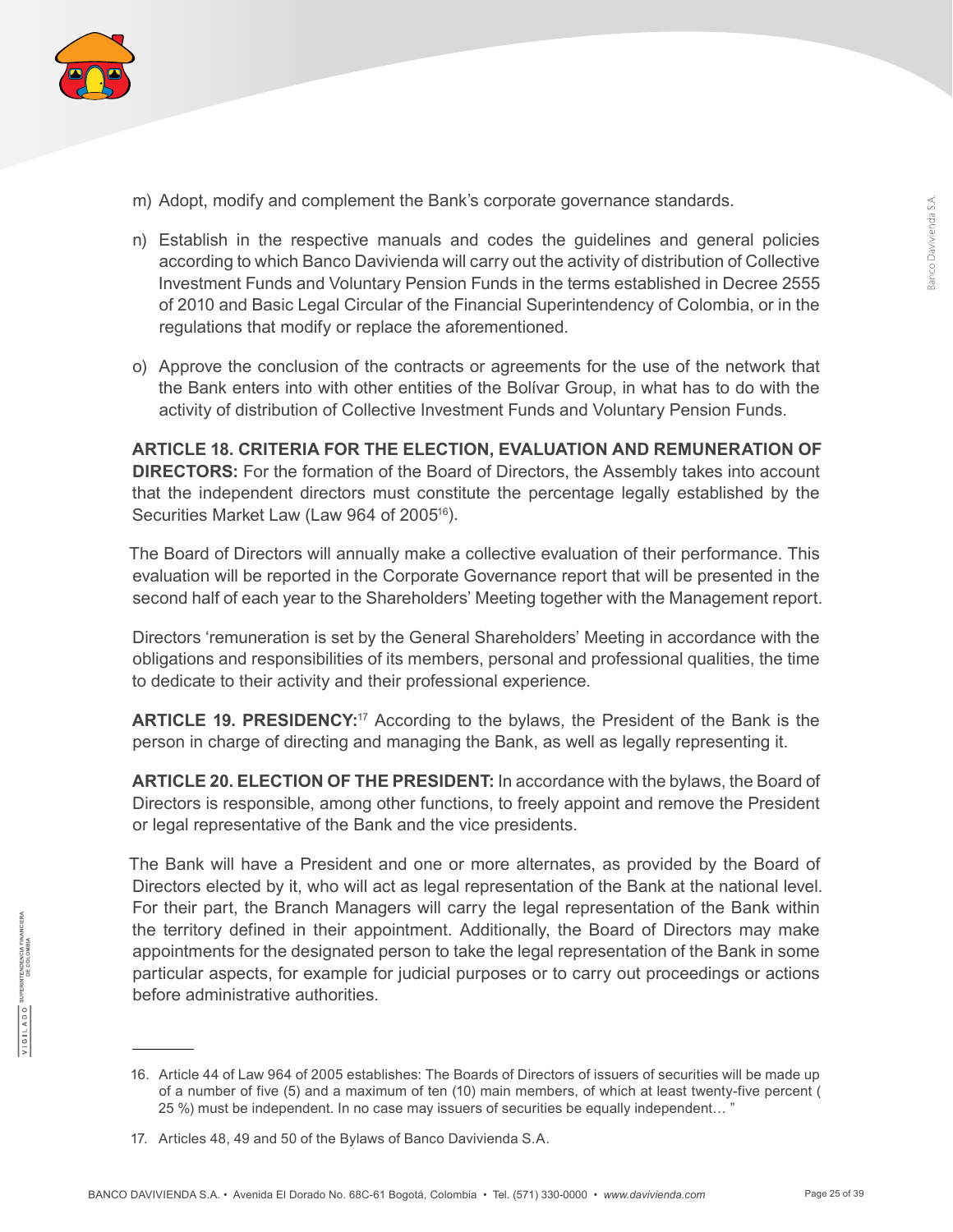m) Adopt, modify and complement the Bank's corporate governance standards.

n) Establish in the respective manuals and codes the guidelines and general policies according to which Banco Davivienda will carry out the activity of distribution of Collective Investment Funds and Voluntary Pension Funds in the terms established in Decree 2555 of 2010 and Basic Legal Circular of the Financial Superintendency of Colombia, or in the regulations that modify or replace the aforementioned.

o) Approve the conclusion of the contracts or agreements for the use of the network that the Bank enters into with other entities of the Bolívar Group, in what has to do with the activity of distribution of Collective Investment Funds and Voluntary Pension Funds.

**ARTICLE 18. CRITERIA FOR THE ELECTION, EVALUATION AND REMUNERATION OF DIRECTORS:** For the formation of the Board of Directors, the Assembly takes into account that the independent directors must constitute the percentage legally established by the Securities Market Law (Law 964 of 2005[16]).

The Board of Directors will annually make a collective evaluation of their performance. This evaluation will be reported in the Corporate Governance report that will be presented in the second half of each year to the Shareholders' Meeting together with the Management report.

Directors 'remuneration is set by the General Shareholders' Meeting in accordance with the obligations and responsibilities of its members, personal and professional qualities, the time to dedicate to their activity and their professional experience.

**ARTICLE 19. PRESIDENCY:**[17] According to the bylaws, the President of the Bank is the person in charge of directing and managing the Bank, as well as legally representing it.

**ARTICLE 20. ELECTION OF THE PRESIDENT:** In accordance with the bylaws, the Board of Directors is responsible, among other functions, to freely appoint and remove the President or legal representative of the Bank and the vice presidents.

The Bank will have a President and one or more alternates, as provided by the Board of Directors elected by it, who will act as legal representation of the Bank at the national level. For their part, the Branch Managers will carry the legal representation of the Bank within the territory defined in their appointment. Additionally, the Board of Directors may make appointments for the designated person to take the legal representation of the Bank in some particular aspects, for example for judicial purposes or to carry out proceedings or actions before administrative authorities.

---

16. Article 44 of Law 964 of 2005 establishes: The Boards of Directors of issuers of securities will be made up of a number of five (5) and a maximum of ten (10) main members, of which at least twenty-five percent ( 25 %) must be independent. In no case may issuers of securities be equally independent… "

17. Articles 48, 49 and 50 of the Bylaws of Banco Davivienda S.A.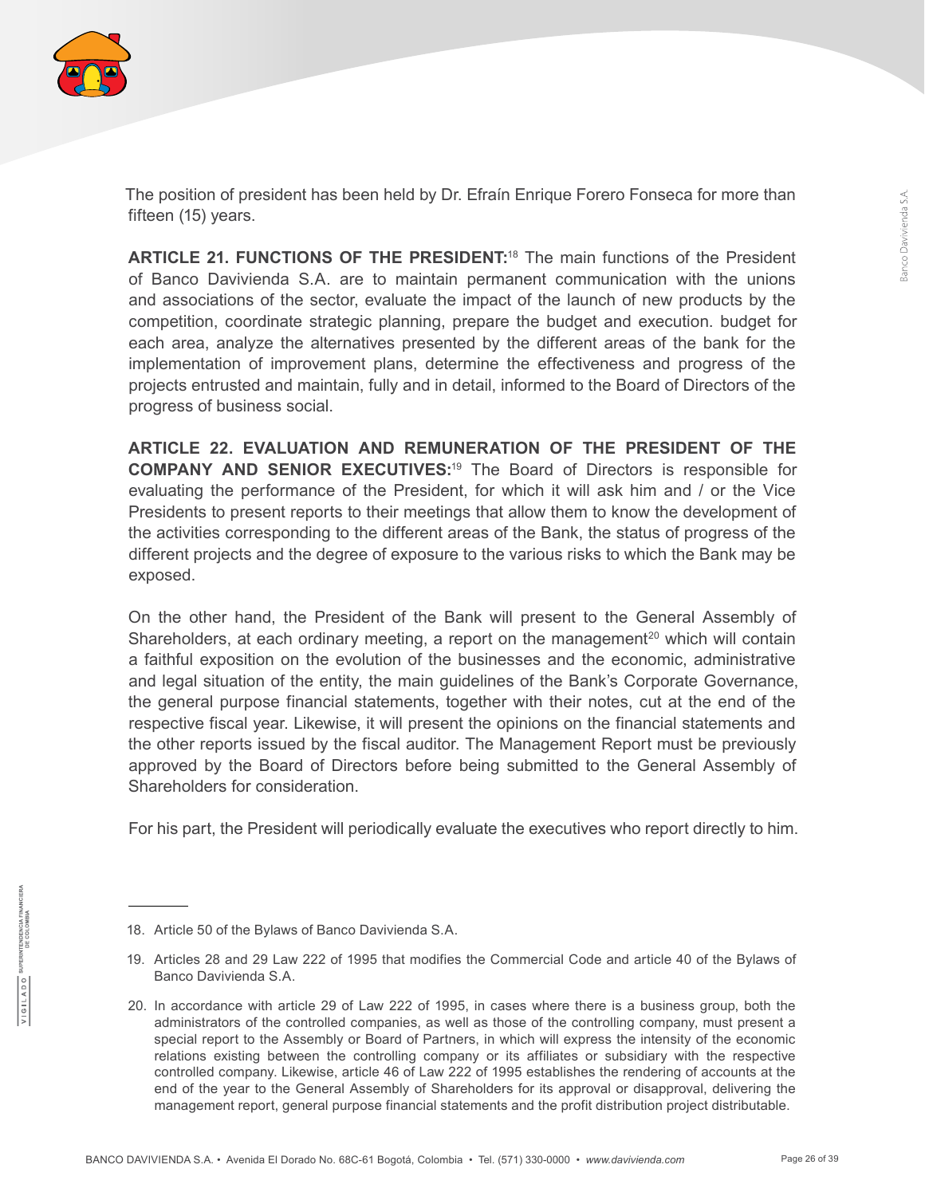The position of president has been held by Dr. Efraín Enrique Forero Fonseca for more than fifteen (15) years.

**ARTICLE 21. FUNCTIONS OF THE PRESIDENT:**[18] The main functions of the President of Banco Davivienda S.A. are to maintain permanent communication with the unions and associations of the sector, evaluate the impact of the launch of new products by the competition, coordinate strategic planning, prepare the budget and execution. budget for each area, analyze the alternatives presented by the different areas of the bank for the implementation of improvement plans, determine the effectiveness and progress of the projects entrusted and maintain, fully and in detail, informed to the Board of Directors of the progress of business social.

**ARTICLE 22. EVALUATION AND REMUNERATION OF THE PRESIDENT OF THE COMPANY AND SENIOR EXECUTIVES:**[19] The Board of Directors is responsible for evaluating the performance of the President, for which it will ask him and / or the Vice Presidents to present reports to their meetings that allow them to know the development of the activities corresponding to the different areas of the Bank, the status of progress of the different projects and the degree of exposure to the various risks to which the Bank may be exposed.

On the other hand, the President of the Bank will present to the General Assembly of Shareholders, at each ordinary meeting, a report on the management[20] which will contain a faithful exposition on the evolution of the businesses and the economic, administrative and legal situation of the entity, the main guidelines of the Bank's Corporate Governance, the general purpose financial statements, together with their notes, cut at the end of the respective fiscal year. Likewise, it will present the opinions on the financial statements and the other reports issued by the fiscal auditor. The Management Report must be previously approved by the Board of Directors before being submitted to the General Assembly of Shareholders for consideration.

For his part, the President will periodically evaluate the executives who report directly to him.

---

18. Article 50 of the Bylaws of Banco Davivienda S.A.
19. Articles 28 and 29 Law 222 of 1995 that modifies the Commercial Code and article 40 of the Bylaws of Banco Davivienda S.A.
20. In accordance with article 29 of Law 222 of 1995, in cases where there is a business group, both the administrators of the controlled companies, as well as those of the controlling company, must present a special report to the Assembly or Board of Partners, in which will express the intensity of the economic relations existing between the controlling company or its affiliates or subsidiary with the respective controlled company. Likewise, article 46 of Law 222 of 1995 establishes the rendering of accounts at the end of the year to the General Assembly of Shareholders for its approval or disapproval, delivering the management report, general purpose financial statements and the profit distribution project distributable.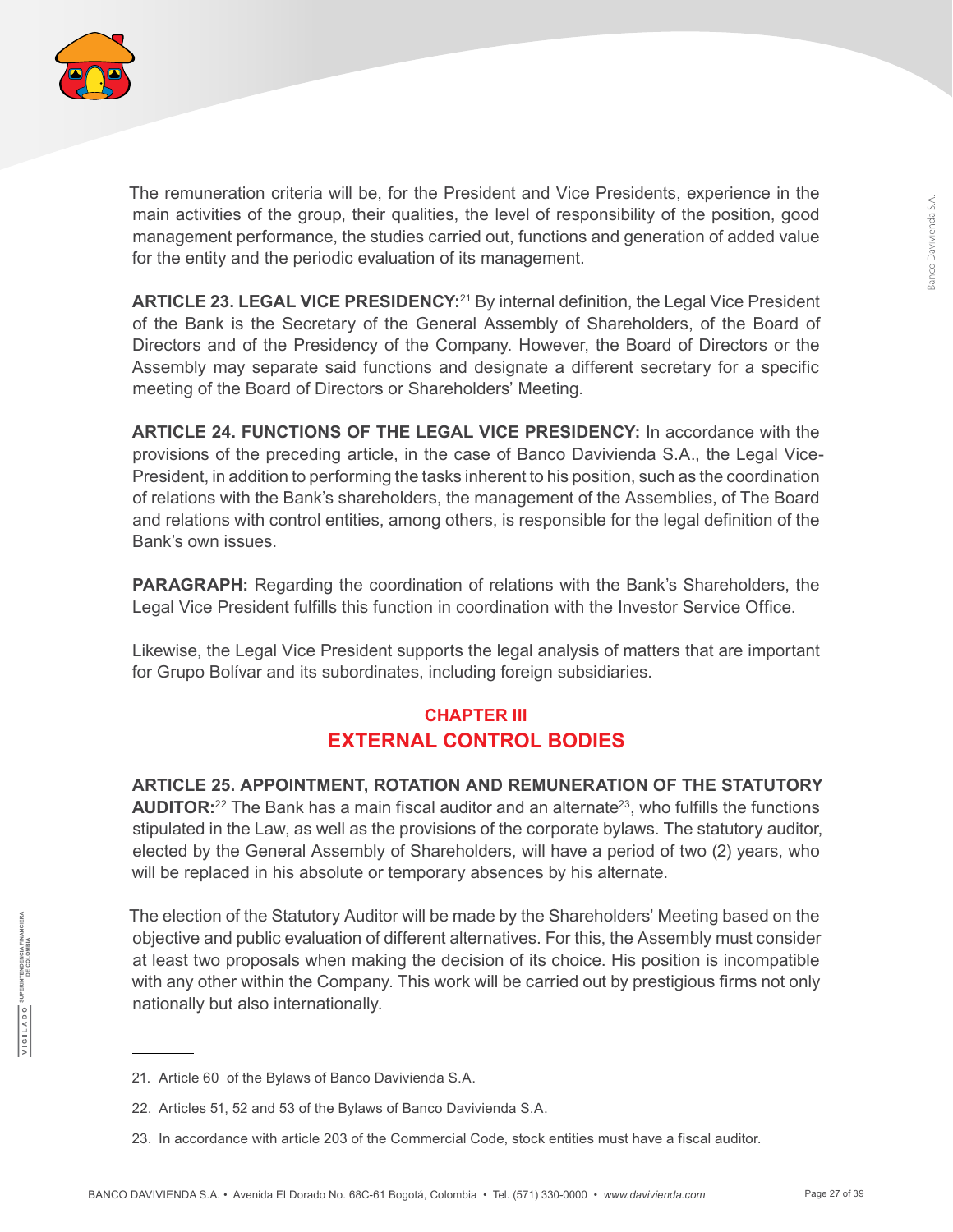The remuneration criteria will be, for the President and Vice Presidents, experience in the main activities of the group, their qualities, the level of responsibility of the position, good management performance, the studies carried out, functions and generation of added value for the entity and the periodic evaluation of its management.

**ARTICLE 23. LEGAL VICE PRESIDENCY:**[21] By internal definition, the Legal Vice President of the Bank is the Secretary of the General Assembly of Shareholders, of the Board of Directors and of the Presidency of the Company. However, the Board of Directors or the Assembly may separate said functions and designate a different secretary for a specific meeting of the Board of Directors or Shareholders' Meeting.

**ARTICLE 24. FUNCTIONS OF THE LEGAL VICE PRESIDENCY:** In accordance with the provisions of the preceding article, in the case of Banco Davivienda S.A., the Legal Vice-President, in addition to performing the tasks inherent to his position, such as the coordination of relations with the Bank's shareholders, the management of the Assemblies, of The Board and relations with control entities, among others, is responsible for the legal definition of the Bank's own issues.

**PARAGRAPH:** Regarding the coordination of relations with the Bank's Shareholders, the Legal Vice President fulfills this function in coordination with the Investor Service Office.

Likewise, the Legal Vice President supports the legal analysis of matters that are important for Grupo Bolívar and its subordinates, including foreign subsidiaries.

## CHAPTER III
## EXTERNAL CONTROL BODIES

**ARTICLE 25. APPOINTMENT, ROTATION AND REMUNERATION OF THE STATUTORY AUDITOR:**[22] The Bank has a main fiscal auditor and an alternate[23], who fulfills the functions stipulated in the Law, as well as the provisions of the corporate bylaws. The statutory auditor, elected by the General Assembly of Shareholders, will have a period of two (2) years, who will be replaced in his absolute or temporary absences by his alternate.

The election of the Statutory Auditor will be made by the Shareholders' Meeting based on the objective and public evaluation of different alternatives. For this, the Assembly must consider at least two proposals when making the decision of its choice. His position is incompatible with any other within the Company. This work will be carried out by prestigious firms not only nationally but also internationally.

---

21. Article 60 of the Bylaws of Banco Davivienda S.A.

22. Articles 51, 52 and 53 of the Bylaws of Banco Davivienda S.A.

23. In accordance with article 203 of the Commercial Code, stock entities must have a fiscal auditor.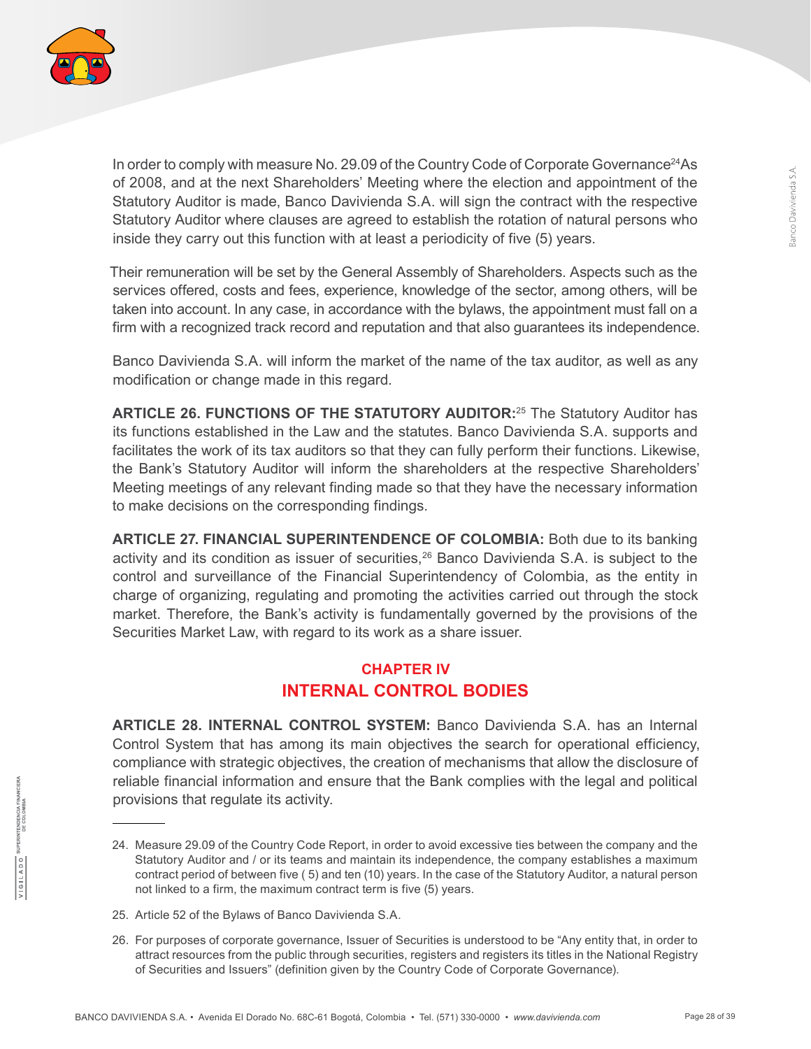In order to comply with measure No. 29.09 of the Country Code of Corporate Governance[24]As of 2008, and at the next Shareholders' Meeting where the election and appointment of the Statutory Auditor is made, Banco Davivienda S.A. will sign the contract with the respective Statutory Auditor where clauses are agreed to establish the rotation of natural persons who inside they carry out this function with at least a periodicity of five (5) years.

Their remuneration will be set by the General Assembly of Shareholders. Aspects such as the services offered, costs and fees, experience, knowledge of the sector, among others, will be taken into account. In any case, in accordance with the bylaws, the appointment must fall on a firm with a recognized track record and reputation and that also guarantees its independence.

Banco Davivienda S.A. will inform the market of the name of the tax auditor, as well as any modification or change made in this regard.

**ARTICLE 26. FUNCTIONS OF THE STATUTORY AUDITOR:**[25] The Statutory Auditor has its functions established in the Law and the statutes. Banco Davivienda S.A. supports and facilitates the work of its tax auditors so that they can fully perform their functions. Likewise, the Bank's Statutory Auditor will inform the shareholders at the respective Shareholders' Meeting meetings of any relevant finding made so that they have the necessary information to make decisions on the corresponding findings.

**ARTICLE 27. FINANCIAL SUPERINTENDENCE OF COLOMBIA:** Both due to its banking activity and its condition as issuer of securities,[26] Banco Davivienda S.A. is subject to the control and surveillance of the Financial Superintendency of Colombia, as the entity in charge of organizing, regulating and promoting the activities carried out through the stock market. Therefore, the Bank's activity is fundamentally governed by the provisions of the Securities Market Law, with regard to its work as a share issuer.

## CHAPTER IV
## INTERNAL CONTROL BODIES

**ARTICLE 28. INTERNAL CONTROL SYSTEM:** Banco Davivienda S.A. has an Internal Control System that has among its main objectives the search for operational efficiency, compliance with strategic objectives, the creation of mechanisms that allow the disclosure of reliable financial information and ensure that the Bank complies with the legal and political provisions that regulate its activity.

---

24. Measure 29.09 of the Country Code Report, in order to avoid excessive ties between the company and the Statutory Auditor and / or its teams and maintain its independence, the company establishes a maximum contract period of between five ( 5) and ten (10) years. In the case of the Statutory Auditor, a natural person not linked to a firm, the maximum contract term is five (5) years.

25. Article 52 of the Bylaws of Banco Davivienda S.A.

26. For purposes of corporate governance, Issuer of Securities is understood to be "Any entity that, in order to attract resources from the public through securities, registers and registers its titles in the National Registry of Securities and Issuers" (definition given by the Country Code of Corporate Governance).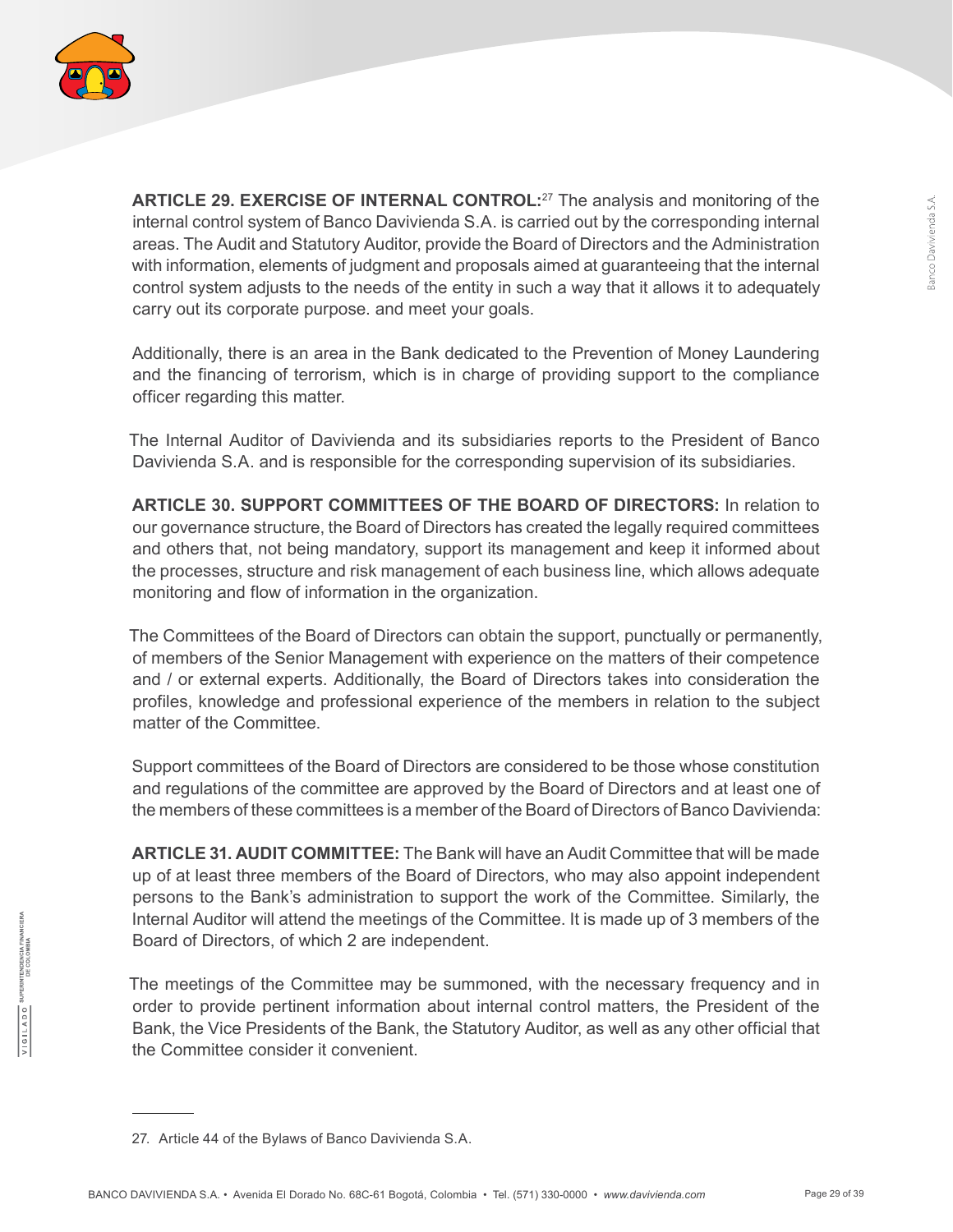**ARTICLE 29. EXERCISE OF INTERNAL CONTROL:**[27] The analysis and monitoring of the internal control system of Banco Davivienda S.A. is carried out by the corresponding internal areas. The Audit and Statutory Auditor, provide the Board of Directors and the Administration with information, elements of judgment and proposals aimed at guaranteeing that the internal control system adjusts to the needs of the entity in such a way that it allows it to adequately carry out its corporate purpose. and meet your goals.

Additionally, there is an area in the Bank dedicated to the Prevention of Money Laundering and the financing of terrorism, which is in charge of providing support to the compliance officer regarding this matter.

The Internal Auditor of Davivienda and its subsidiaries reports to the President of Banco Davivienda S.A. and is responsible for the corresponding supervision of its subsidiaries.

**ARTICLE 30. SUPPORT COMMITTEES OF THE BOARD OF DIRECTORS:** In relation to our governance structure, the Board of Directors has created the legally required committees and others that, not being mandatory, support its management and keep it informed about the processes, structure and risk management of each business line, which allows adequate monitoring and flow of information in the organization.

The Committees of the Board of Directors can obtain the support, punctually or permanently, of members of the Senior Management with experience on the matters of their competence and / or external experts. Additionally, the Board of Directors takes into consideration the profiles, knowledge and professional experience of the members in relation to the subject matter of the Committee.

Support committees of the Board of Directors are considered to be those whose constitution and regulations of the committee are approved by the Board of Directors and at least one of the members of these committees is a member of the Board of Directors of Banco Davivienda:

**ARTICLE 31. AUDIT COMMITTEE:** The Bank will have an Audit Committee that will be made up of at least three members of the Board of Directors, who may also appoint independent persons to the Bank's administration to support the work of the Committee. Similarly, the Internal Auditor will attend the meetings of the Committee. It is made up of 3 members of the Board of Directors, of which 2 are independent.

The meetings of the Committee may be summoned, with the necessary frequency and in order to provide pertinent information about internal control matters, the President of the Bank, the Vice Presidents of the Bank, the Statutory Auditor, as well as any other official that the Committee consider it convenient.

---

27. Article 44 of the Bylaws of Banco Davivienda S.A.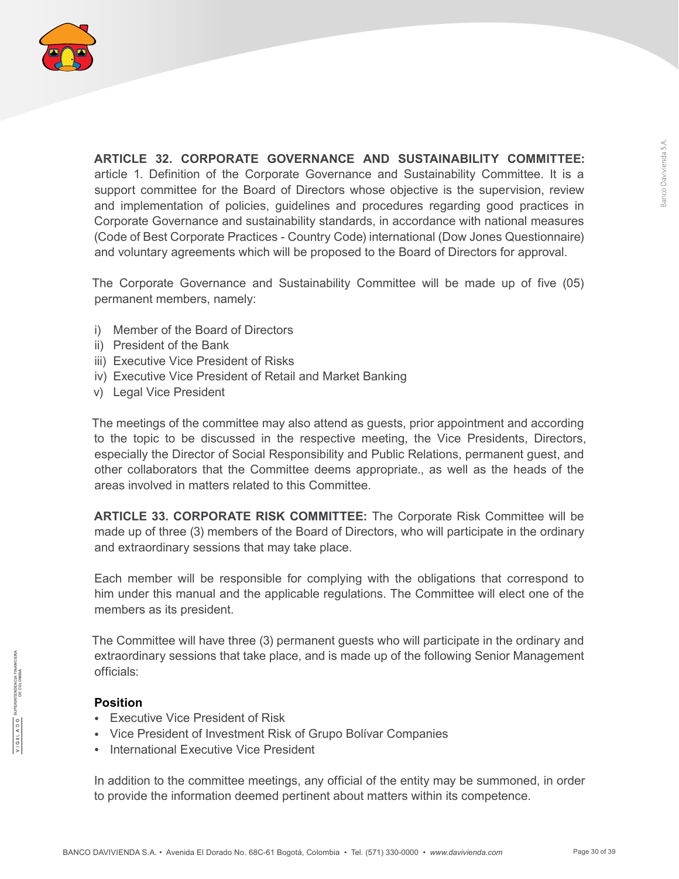**ARTICLE 32. CORPORATE GOVERNANCE AND SUSTAINABILITY COMMITTEE:** article 1. Definition of the Corporate Governance and Sustainability Committee. It is a support committee for the Board of Directors whose objective is the supervision, review and implementation of policies, guidelines and procedures regarding good practices in Corporate Governance and sustainability standards, in accordance with national measures (Code of Best Corporate Practices - Country Code) international (Dow Jones Questionnaire) and voluntary agreements which will be proposed to the Board of Directors for approval.

The Corporate Governance and Sustainability Committee will be made up of five (05) permanent members, namely:

i) Member of the Board of Directors
ii) President of the Bank
iii) Executive Vice President of Risks
iv) Executive Vice President of Retail and Market Banking
v) Legal Vice President

The meetings of the committee may also attend as guests, prior appointment and according to the topic to be discussed in the respective meeting, the Vice Presidents, Directors, especially the Director of Social Responsibility and Public Relations, permanent guest, and other collaborators that the Committee deems appropriate., as well as the heads of the areas involved in matters related to this Committee.

**ARTICLE 33. CORPORATE RISK COMMITTEE:** The Corporate Risk Committee will be made up of three (3) members of the Board of Directors, who will participate in the ordinary and extraordinary sessions that may take place.

Each member will be responsible for complying with the obligations that correspond to him under this manual and the applicable regulations. The Committee will elect one of the members as its president.

The Committee will have three (3) permanent guests who will participate in the ordinary and extraordinary sessions that take place, and is made up of the following Senior Management officials:

**Position**

- Executive Vice President of Risk
- Vice President of Investment Risk of Grupo Bolívar Companies
- International Executive Vice President

In addition to the committee meetings, any official of the entity may be summoned, in order to provide the information deemed pertinent about matters within its competence.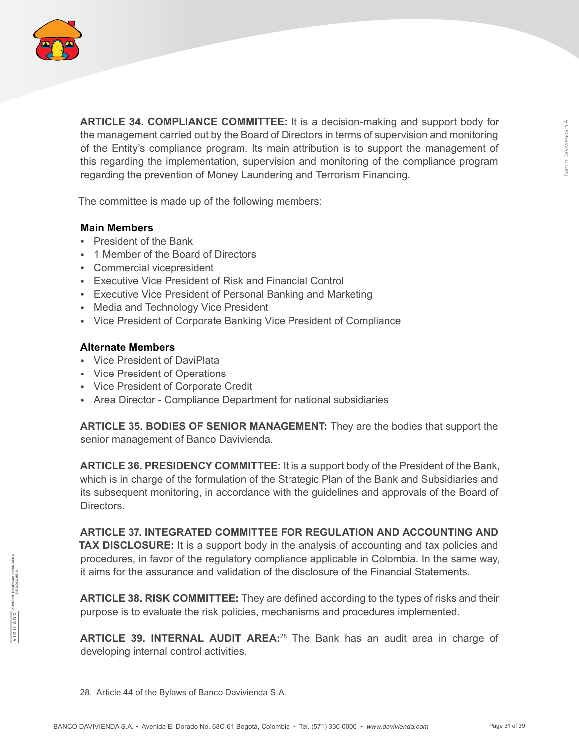**ARTICLE 34. COMPLIANCE COMMITTEE:** It is a decision-making and support body for the management carried out by the Board of Directors in terms of supervision and monitoring of the Entity's compliance program. Its main attribution is to support the management of this regarding the implementation, supervision and monitoring of the compliance program regarding the prevention of Money Laundering and Terrorism Financing.

The committee is made up of the following members:

**Main Members**

- President of the Bank
- 1 Member of the Board of Directors
- Commercial vicepresident
- Executive Vice President of Risk and Financial Control
- Executive Vice President of Personal Banking and Marketing
- Media and Technology Vice President
- Vice President of Corporate Banking Vice President of Compliance

**Alternate Members**

- Vice President of DaviPlata
- Vice President of Operations
- Vice President of Corporate Credit
- Area Director - Compliance Department for national subsidiaries

**ARTICLE 35. BODIES OF SENIOR MANAGEMENT:** They are the bodies that support the senior management of Banco Davivienda.

**ARTICLE 36. PRESIDENCY COMMITTEE:** It is a support body of the President of the Bank, which is in charge of the formulation of the Strategic Plan of the Bank and Subsidiaries and its subsequent monitoring, in accordance with the guidelines and approvals of the Board of Directors.

**ARTICLE 37. INTEGRATED COMMITTEE FOR REGULATION AND ACCOUNTING AND TAX DISCLOSURE:** It is a support body in the analysis of accounting and tax policies and procedures, in favor of the regulatory compliance applicable in Colombia. In the same way, it aims for the assurance and validation of the disclosure of the Financial Statements.

**ARTICLE 38. RISK COMMITTEE:** They are defined according to the types of risks and their purpose is to evaluate the risk policies, mechanisms and procedures implemented.

**ARTICLE 39. INTERNAL AUDIT AREA:**[28] The Bank has an audit area in charge of developing internal control activities.

---

28. Article 44 of the Bylaws of Banco Davivienda S.A.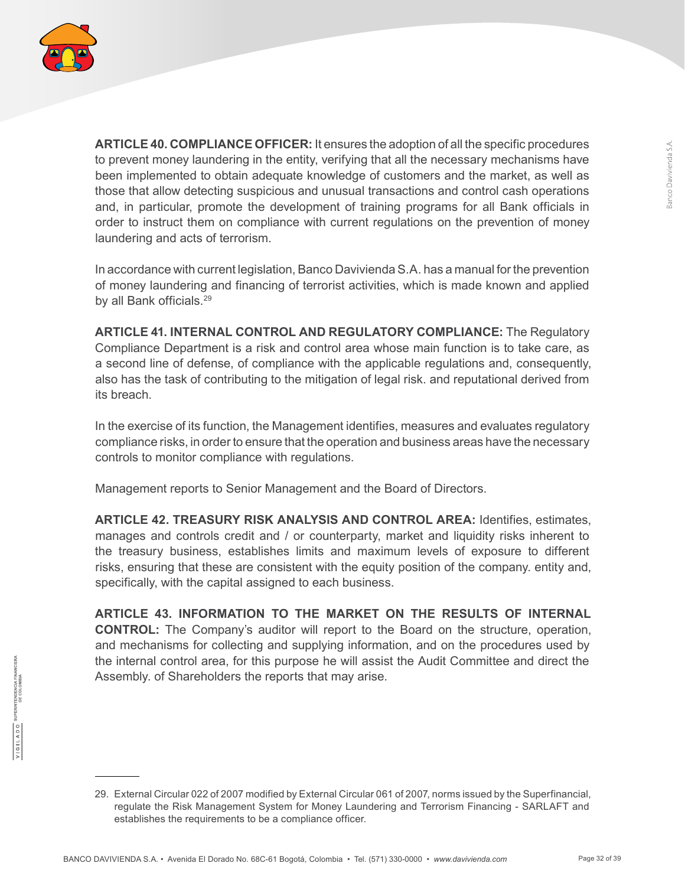**ARTICLE 40. COMPLIANCE OFFICER:** It ensures the adoption of all the specific procedures to prevent money laundering in the entity, verifying that all the necessary mechanisms have been implemented to obtain adequate knowledge of customers and the market, as well as those that allow detecting suspicious and unusual transactions and control cash operations and, in particular, promote the development of training programs for all Bank officials in order to instruct them on compliance with current regulations on the prevention of money laundering and acts of terrorism.

In accordance with current legislation, Banco Davivienda S.A. has a manual for the prevention of money laundering and financing of terrorist activities, which is made known and applied by all Bank officials.[29]

**ARTICLE 41. INTERNAL CONTROL AND REGULATORY COMPLIANCE:** The Regulatory Compliance Department is a risk and control area whose main function is to take care, as a second line of defense, of compliance with the applicable regulations and, consequently, also has the task of contributing to the mitigation of legal risk. and reputational derived from its breach.

In the exercise of its function, the Management identifies, measures and evaluates regulatory compliance risks, in order to ensure that the operation and business areas have the necessary controls to monitor compliance with regulations.

Management reports to Senior Management and the Board of Directors.

**ARTICLE 42. TREASURY RISK ANALYSIS AND CONTROL AREA:** Identifies, estimates, manages and controls credit and / or counterparty, market and liquidity risks inherent to the treasury business, establishes limits and maximum levels of exposure to different risks, ensuring that these are consistent with the equity position of the company. entity and, specifically, with the capital assigned to each business.

**ARTICLE 43. INFORMATION TO THE MARKET ON THE RESULTS OF INTERNAL CONTROL:** The Company's auditor will report to the Board on the structure, operation, and mechanisms for collecting and supplying information, and on the procedures used by the internal control area, for this purpose he will assist the Audit Committee and direct the Assembly. of Shareholders the reports that may arise.

---

29. External Circular 022 of 2007 modified by External Circular 061 of 2007, norms issued by the Superfinancial, regulate the Risk Management System for Money Laundering and Terrorism Financing - SARLAFT and establishes the requirements to be a compliance officer.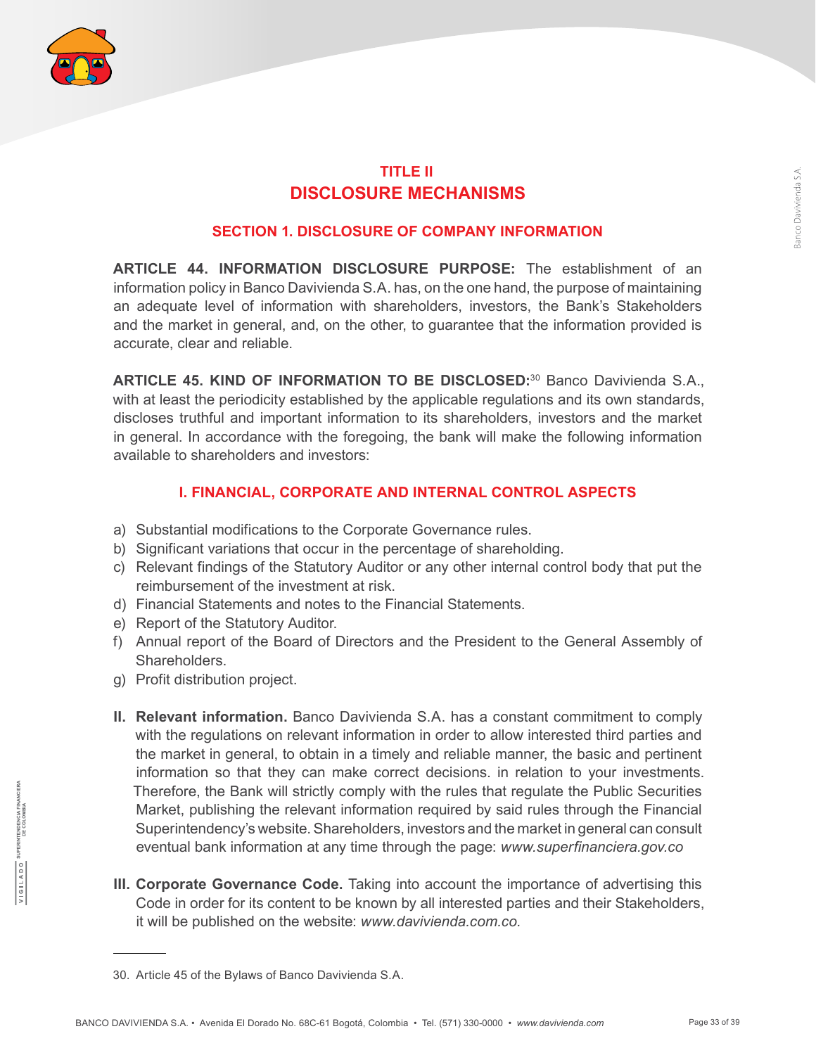# TITLE II
# DISCLOSURE MECHANISMS

## SECTION 1. DISCLOSURE OF COMPANY INFORMATION

**ARTICLE 44. INFORMATION DISCLOSURE PURPOSE:** The establishment of an information policy in Banco Davivienda S.A. has, on the one hand, the purpose of maintaining an adequate level of information with shareholders, investors, the Bank's Stakeholders and the market in general, and, on the other, to guarantee that the information provided is accurate, clear and reliable.

**ARTICLE 45. KIND OF INFORMATION TO BE DISCLOSED:**[30] Banco Davivienda S.A., with at least the periodicity established by the applicable regulations and its own standards, discloses truthful and important information to its shareholders, investors and the market in general. In accordance with the foregoing, the bank will make the following information available to shareholders and investors:

### I. FINANCIAL, CORPORATE AND INTERNAL CONTROL ASPECTS

a) Substantial modifications to the Corporate Governance rules.
b) Significant variations that occur in the percentage of shareholding.
c) Relevant findings of the Statutory Auditor or any other internal control body that put the reimbursement of the investment at risk.
d) Financial Statements and notes to the Financial Statements.
e) Report of the Statutory Auditor.
f) Annual report of the Board of Directors and the President to the General Assembly of Shareholders.
g) Profit distribution project.

**II. Relevant information.** Banco Davivienda S.A. has a constant commitment to comply with the regulations on relevant information in order to allow interested third parties and the market in general, to obtain in a timely and reliable manner, the basic and pertinent information so that they can make correct decisions. in relation to your investments. Therefore, the Bank will strictly comply with the rules that regulate the Public Securities Market, publishing the relevant information required by said rules through the Financial Superintendency's website. Shareholders, investors and the market in general can consult eventual bank information at any time through the page: *www.superfinanciera.gov.co*

**III. Corporate Governance Code.** Taking into account the importance of advertising this Code in order for its content to be known by all interested parties and their Stakeholders, it will be published on the website: *www.davivienda.com.co*.

---

30. Article 45 of the Bylaws of Banco Davivienda S.A.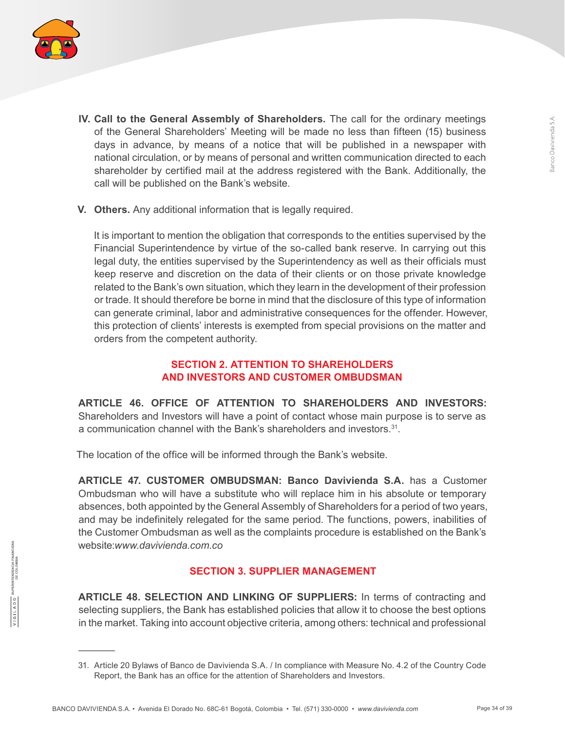IV. **Call to the General Assembly of Shareholders.** The call for the ordinary meetings of the General Shareholders' Meeting will be made no less than fifteen (15) business days in advance, by means of a notice that will be published in a newspaper with national circulation, or by means of personal and written communication directed to each shareholder by certified mail at the address registered with the Bank. Additionally, the call will be published on the Bank's website.

V. **Others.** Any additional information that is legally required.

It is important to mention the obligation that corresponds to the entities supervised by the Financial Superintendence by virtue of the so-called bank reserve. In carrying out this legal duty, the entities supervised by the Superintendency as well as their officials must keep reserve and discretion on the data of their clients or on those private knowledge related to the Bank's own situation, which they learn in the development of their profession or trade. It should therefore be borne in mind that the disclosure of this type of information can generate criminal, labor and administrative consequences for the offender. However, this protection of clients' interests is exempted from special provisions on the matter and orders from the competent authority.

## SECTION 2. ATTENTION TO SHAREHOLDERS AND INVESTORS AND CUSTOMER OMBUDSMAN

**ARTICLE 46. OFFICE OF ATTENTION TO SHAREHOLDERS AND INVESTORS:** Shareholders and Investors will have a point of contact whose main purpose is to serve as a communication channel with the Bank's shareholders and investors.[31].

The location of the office will be informed through the Bank's website.

**ARTICLE 47. CUSTOMER OMBUDSMAN: Banco Davivienda S.A.** has a Customer Ombudsman who will have a substitute who will replace him in his absolute or temporary absences, both appointed by the General Assembly of Shareholders for a period of two years, and may be indefinitely relegated for the same period. The functions, powers, inabilities of the Customer Ombudsman as well as the complaints procedure is established on the Bank's website:*www.davivienda.com.co*

## SECTION 3. SUPPLIER MANAGEMENT

**ARTICLE 48. SELECTION AND LINKING OF SUPPLIERS:** In terms of contracting and selecting suppliers, the Bank has established policies that allow it to choose the best options in the market. Taking into account objective criteria, among others: technical and professional

---

31. Article 20 Bylaws of Banco de Davivienda S.A. / In compliance with Measure No. 4.2 of the Country Code Report, the Bank has an office for the attention of Shareholders and Investors.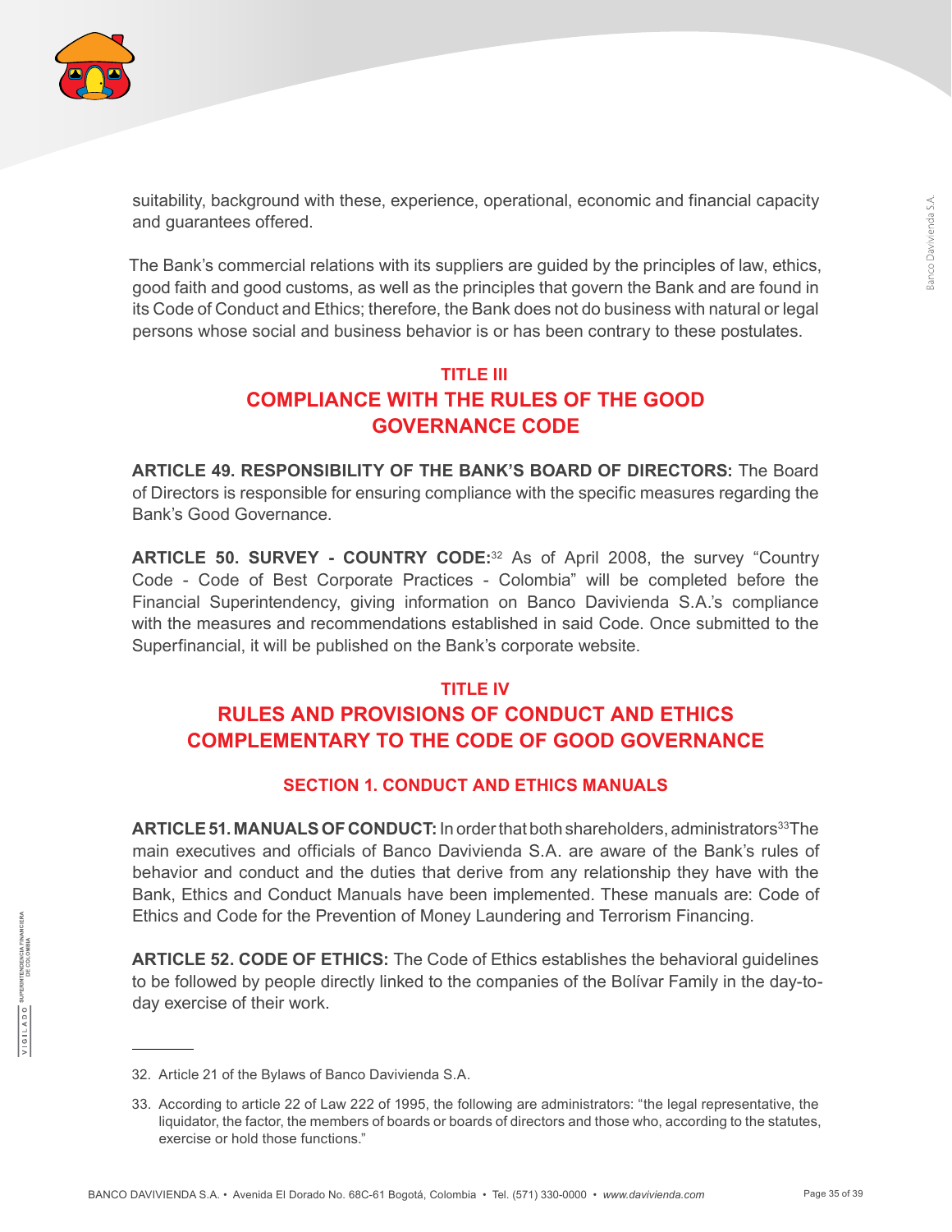suitability, background with these, experience, operational, economic and financial capacity and guarantees offered.

The Bank's commercial relations with its suppliers are guided by the principles of law, ethics, good faith and good customs, as well as the principles that govern the Bank and are found in its Code of Conduct and Ethics; therefore, the Bank does not do business with natural or legal persons whose social and business behavior is or has been contrary to these postulates.

## TITLE III
## COMPLIANCE WITH THE RULES OF THE GOOD GOVERNANCE CODE

**ARTICLE 49. RESPONSIBILITY OF THE BANK'S BOARD OF DIRECTORS:** The Board of Directors is responsible for ensuring compliance with the specific measures regarding the Bank's Good Governance.

**ARTICLE 50. SURVEY - COUNTRY CODE:**[32] As of April 2008, the survey "Country Code - Code of Best Corporate Practices - Colombia" will be completed before the Financial Superintendency, giving information on Banco Davivienda S.A.'s compliance with the measures and recommendations established in said Code. Once submitted to the Superfinancial, it will be published on the Bank's corporate website.

## TITLE IV
## RULES AND PROVISIONS OF CONDUCT AND ETHICS COMPLEMENTARY TO THE CODE OF GOOD GOVERNANCE

### SECTION 1. CONDUCT AND ETHICS MANUALS

**ARTICLE 51. MANUALS OF CONDUCT:** In order that both shareholders, administrators[33]The main executives and officials of Banco Davivienda S.A. are aware of the Bank's rules of behavior and conduct and the duties that derive from any relationship they have with the Bank, Ethics and Conduct Manuals have been implemented. These manuals are: Code of Ethics and Code for the Prevention of Money Laundering and Terrorism Financing.

**ARTICLE 52. CODE OF ETHICS:** The Code of Ethics establishes the behavioral guidelines to be followed by people directly linked to the companies of the Bolívar Family in the day-to-day exercise of their work.

---

32. Article 21 of the Bylaws of Banco Davivienda S.A.

33. According to article 22 of Law 222 of 1995, the following are administrators: "the legal representative, the liquidator, the factor, the members of boards or boards of directors and those who, according to the statutes, exercise or hold those functions."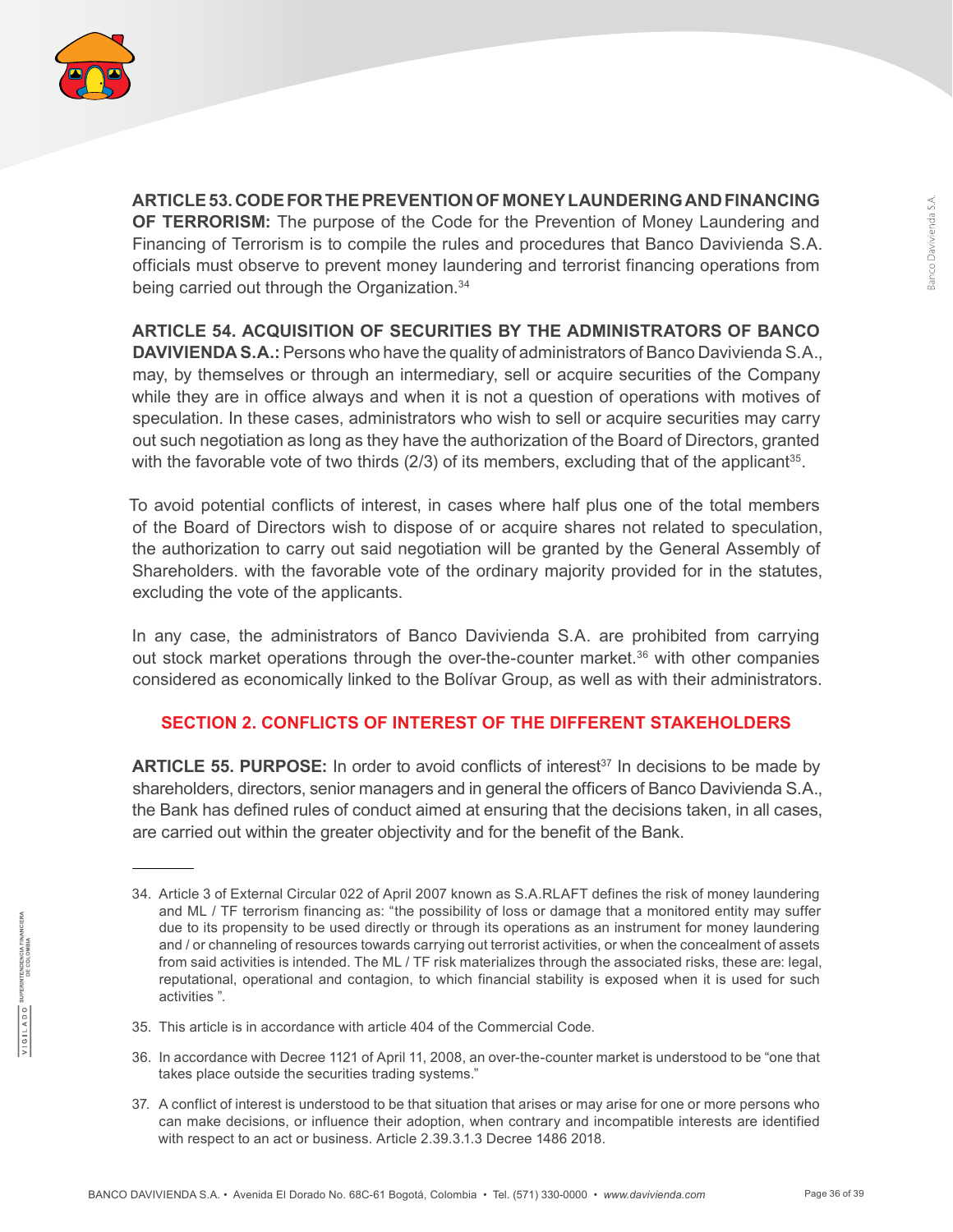**ARTICLE 53. CODE FOR THE PREVENTION OF MONEY LAUNDERING AND FINANCING OF TERRORISM:** The purpose of the Code for the Prevention of Money Laundering and Financing of Terrorism is to compile the rules and procedures that Banco Davivienda S.A. officials must observe to prevent money laundering and terrorist financing operations from being carried out through the Organization.[34]

**ARTICLE 54. ACQUISITION OF SECURITIES BY THE ADMINISTRATORS OF BANCO DAVIVIENDA S.A.:** Persons who have the quality of administrators of Banco Davivienda S.A., may, by themselves or through an intermediary, sell or acquire securities of the Company while they are in office always and when it is not a question of operations with motives of speculation. In these cases, administrators who wish to sell or acquire securities may carry out such negotiation as long as they have the authorization of the Board of Directors, granted with the favorable vote of two thirds (2/3) of its members, excluding that of the applicant[35].

To avoid potential conflicts of interest, in cases where half plus one of the total members of the Board of Directors wish to dispose of or acquire shares not related to speculation, the authorization to carry out said negotiation will be granted by the General Assembly of Shareholders. with the favorable vote of the ordinary majority provided for in the statutes, excluding the vote of the applicants.

In any case, the administrators of Banco Davivienda S.A. are prohibited from carrying out stock market operations through the over-the-counter market.[36] with other companies considered as economically linked to the Bolívar Group, as well as with their administrators.

## SECTION 2. CONFLICTS OF INTEREST OF THE DIFFERENT STAKEHOLDERS

**ARTICLE 55. PURPOSE:** In order to avoid conflicts of interest[37] In decisions to be made by shareholders, directors, senior managers and in general the officers of Banco Davivienda S.A., the Bank has defined rules of conduct aimed at ensuring that the decisions taken, in all cases, are carried out within the greater objectivity and for the benefit of the Bank.

---

34. Article 3 of External Circular 022 of April 2007 known as S.A.RLAFT defines the risk of money laundering and ML / TF terrorism financing as: "the possibility of loss or damage that a monitored entity may suffer due to its propensity to be used directly or through its operations as an instrument for money laundering and / or channeling of resources towards carrying out terrorist activities, or when the concealment of assets from said activities is intended. The ML / TF risk materializes through the associated risks, these are: legal, reputational, operational and contagion, to which financial stability is exposed when it is used for such activities ".

35. This article is in accordance with article 404 of the Commercial Code.

36. In accordance with Decree 1121 of April 11, 2008, an over-the-counter market is understood to be "one that takes place outside the securities trading systems."

37. A conflict of interest is understood to be that situation that arises or may arise for one or more persons who can make decisions, or influence their adoption, when contrary and incompatible interests are identified with respect to an act or business. Article 2.39.3.1.3 Decree 1486 2018.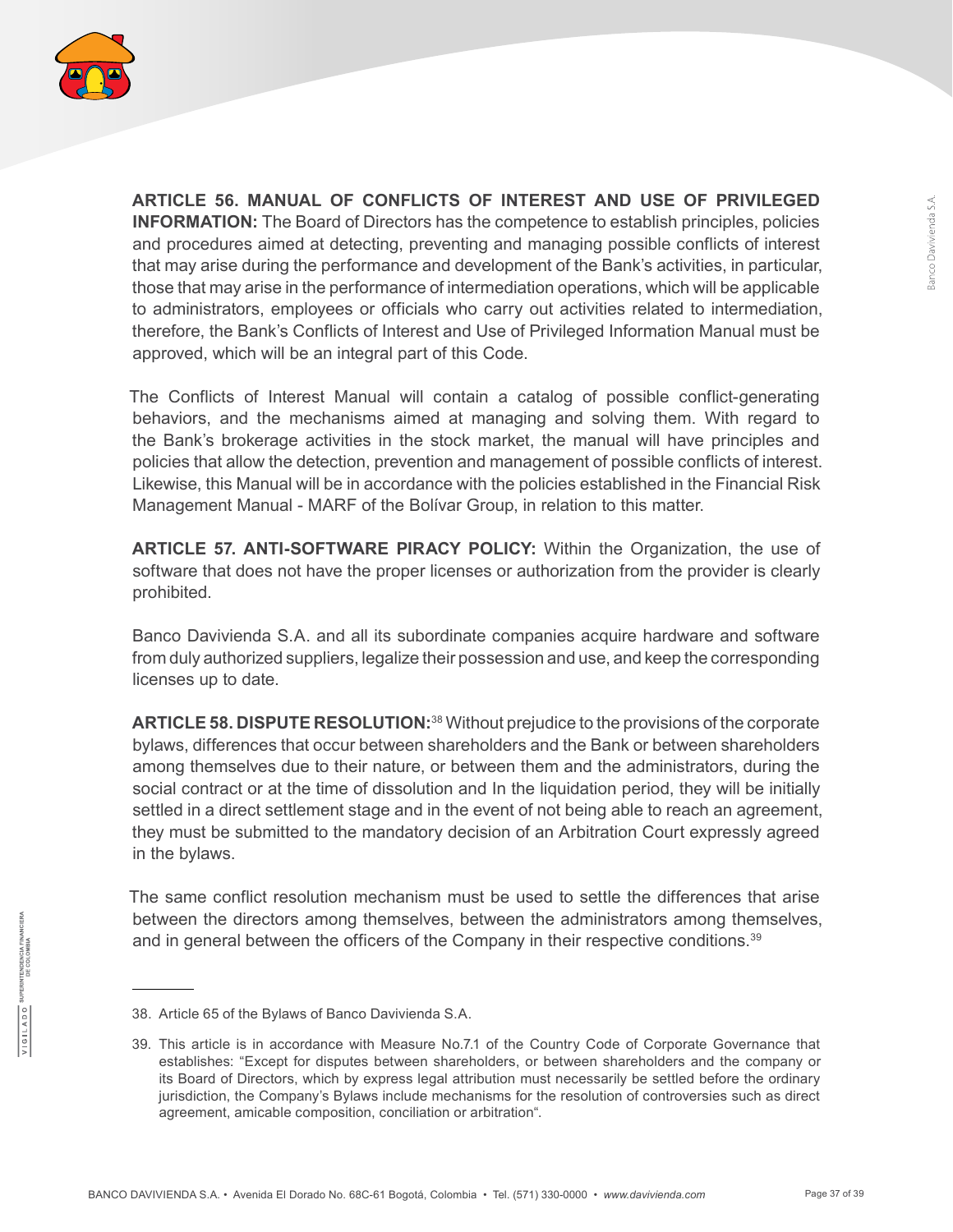**ARTICLE 56. MANUAL OF CONFLICTS OF INTEREST AND USE OF PRIVILEGED INFORMATION:** The Board of Directors has the competence to establish principles, policies and procedures aimed at detecting, preventing and managing possible conflicts of interest that may arise during the performance and development of the Bank's activities, in particular, those that may arise in the performance of intermediation operations, which will be applicable to administrators, employees or officials who carry out activities related to intermediation, therefore, the Bank's Conflicts of Interest and Use of Privileged Information Manual must be approved, which will be an integral part of this Code.

The Conflicts of Interest Manual will contain a catalog of possible conflict-generating behaviors, and the mechanisms aimed at managing and solving them. With regard to the Bank's brokerage activities in the stock market, the manual will have principles and policies that allow the detection, prevention and management of possible conflicts of interest. Likewise, this Manual will be in accordance with the policies established in the Financial Risk Management Manual - MARF of the Bolívar Group, in relation to this matter.

**ARTICLE 57. ANTI-SOFTWARE PIRACY POLICY:** Within the Organization, the use of software that does not have the proper licenses or authorization from the provider is clearly prohibited.

Banco Davivienda S.A. and all its subordinate companies acquire hardware and software from duly authorized suppliers, legalize their possession and use, and keep the corresponding licenses up to date.

**ARTICLE 58. DISPUTE RESOLUTION:**[38] Without prejudice to the provisions of the corporate bylaws, differences that occur between shareholders and the Bank or between shareholders among themselves due to their nature, or between them and the administrators, during the social contract or at the time of dissolution and In the liquidation period, they will be initially settled in a direct settlement stage and in the event of not being able to reach an agreement, they must be submitted to the mandatory decision of an Arbitration Court expressly agreed in the bylaws.

The same conflict resolution mechanism must be used to settle the differences that arise between the directors among themselves, between the administrators among themselves, and in general between the officers of the Company in their respective conditions.[39]

---

38. Article 65 of the Bylaws of Banco Davivienda S.A.

39. This article is in accordance with Measure No.7.1 of the Country Code of Corporate Governance that establishes: "Except for disputes between shareholders, or between shareholders and the company or its Board of Directors, which by express legal attribution must necessarily be settled before the ordinary jurisdiction, the Company's Bylaws include mechanisms for the resolution of controversies such as direct agreement, amicable composition, conciliation or arbitration".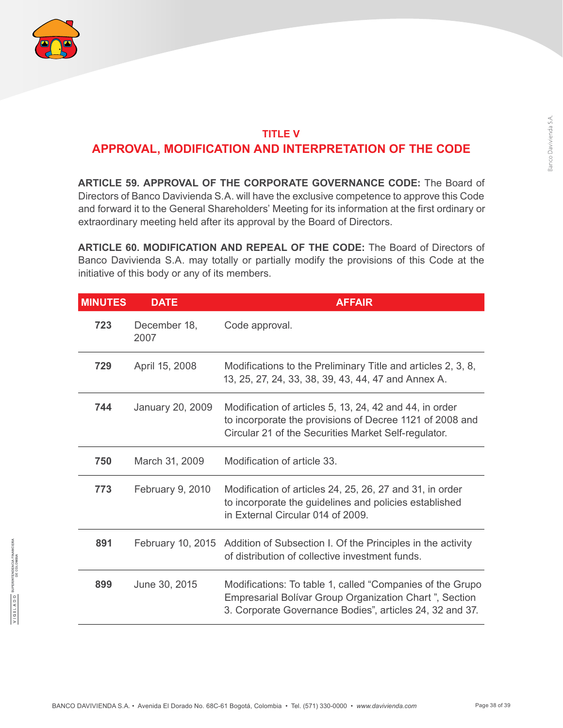## TITLE V

## APPROVAL, MODIFICATION AND INTERPRETATION OF THE CODE

**ARTICLE 59. APPROVAL OF THE CORPORATE GOVERNANCE CODE:** The Board of Directors of Banco Davivienda S.A. will have the exclusive competence to approve this Code and forward it to the General Shareholders' Meeting for its information at the first ordinary or extraordinary meeting held after its approval by the Board of Directors.

**ARTICLE 60. MODIFICATION AND REPEAL OF THE CODE:** The Board of Directors of Banco Davivienda S.A. may totally or partially modify the provisions of this Code at the initiative of this body or any of its members.

| MINUTES | DATE | AFFAIR |
| --- | --- | --- |
| **723** | December 18, 2007 | Code approval. |
| **729** | April 15, 2008 | Modifications to the Preliminary Title and articles 2, 3, 8, 13, 25, 27, 24, 33, 38, 39, 43, 44, 47 and Annex A. |
| **744** | January 20, 2009 | Modification of articles 5, 13, 24, 42 and 44, in order to incorporate the provisions of Decree 1121 of 2008 and Circular 21 of the Securities Market Self-regulator. |
| **750** | March 31, 2009 | Modification of article 33. |
| **773** | February 9, 2010 | Modification of articles 24, 25, 26, 27 and 31, in order to incorporate the guidelines and policies established in External Circular 014 of 2009. |
| **891** | February 10, 2015 | Addition of Subsection I. Of the Principles in the activity of distribution of collective investment funds. |
| **899** | June 30, 2015 | Modifications: To table 1, called "Companies of the Grupo Empresarial Bolívar Group Organization Chart ", Section 3. Corporate Governance Bodies", articles 24, 32 and 37. |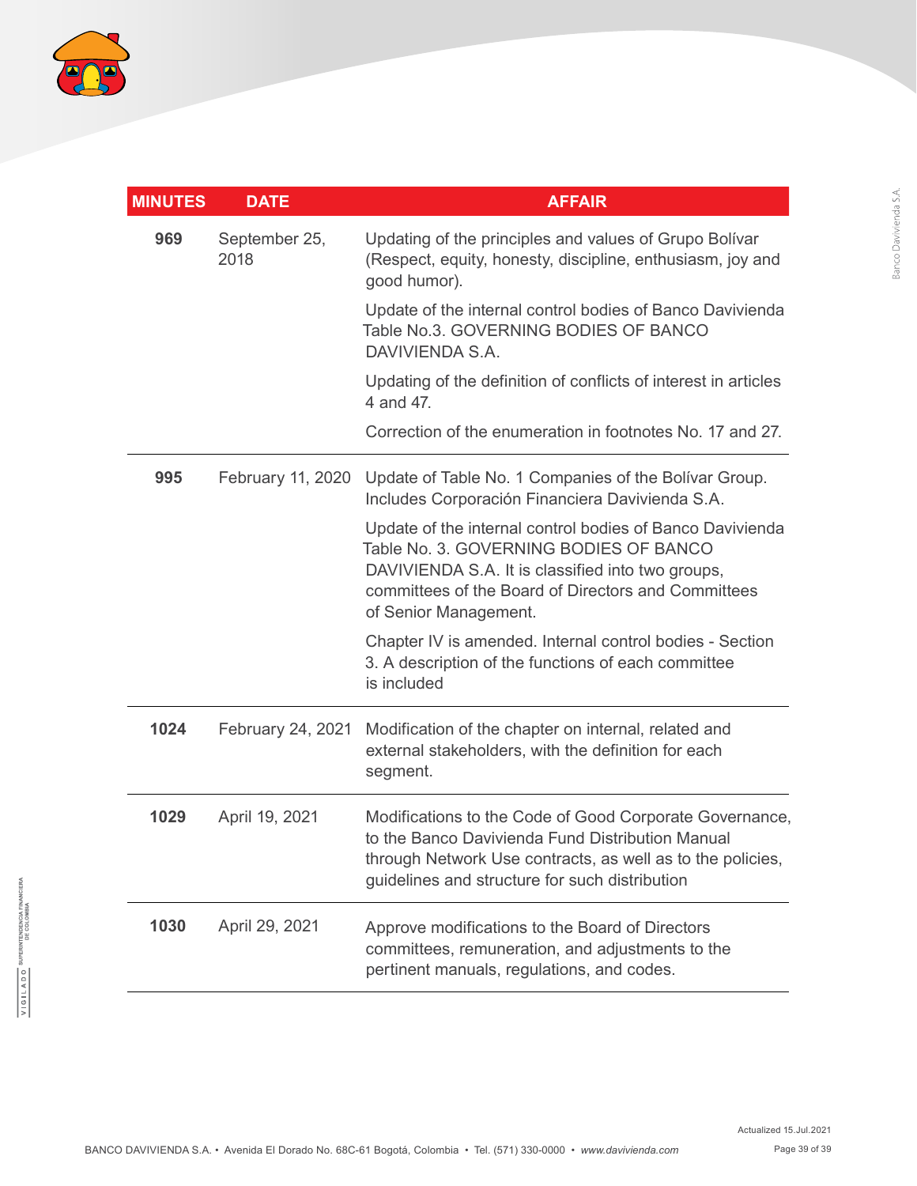| MINUTES | DATE | AFFAIR |
| --- | --- | --- |
| **969** | September 25, 2018 | Updating of the principles and values of Grupo Bolívar (Respect, equity, honesty, discipline, enthusiasm, joy and good humor).<br><br>Update of the internal control bodies of Banco Davivienda Table No.3. GOVERNING BODIES OF BANCO DAVIVIENDA S.A.<br><br>Updating of the definition of conflicts of interest in articles 4 and 47.<br><br>Correction of the enumeration in footnotes No. 17 and 27. |
| **995** | February 11, 2020 | Update of Table No. 1 Companies of the Bolívar Group. Includes Corporación Financiera Davivienda S.A.<br><br>Update of the internal control bodies of Banco Davivienda Table No. 3. GOVERNING BODIES OF BANCO DAVIVIENDA S.A. It is classified into two groups, committees of the Board of Directors and Committees of Senior Management.<br><br>Chapter IV is amended. Internal control bodies - Section 3. A description of the functions of each committee is included |
| **1024** | February 24, 2021 | Modification of the chapter on internal, related and external stakeholders, with the definition for each segment. |
| **1029** | April 19, 2021 | Modifications to the Code of Good Corporate Governance, to the Banco Davivienda Fund Distribution Manual through Network Use contracts, as well as to the policies, guidelines and structure for such distribution |
| **1030** | April 29, 2021 | Approve modifications to the Board of Directors committees, remuneration, and adjustments to the pertinent manuals, regulations, and codes. |

Actualized 15.Jul.2021